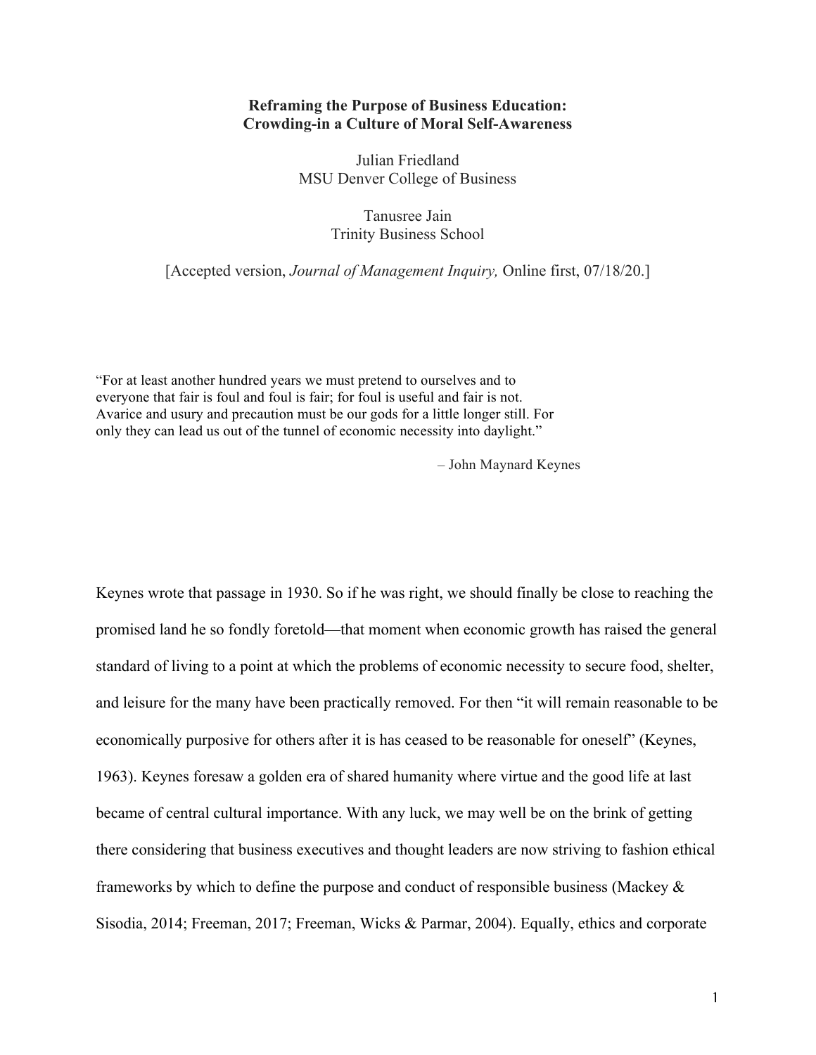# Reframing the Purpose of Business Education:
# Crowding-in a Culture of Moral Self-Awareness

Julian Friedland
MSU Denver College of Business

Tanusree Jain
Trinity Business School

[Accepted version, *Journal of Management Inquiry,* Online first, 07/18/20.]

> "For at least another hundred years we must pretend to ourselves and to everyone that fair is foul and foul is fair; for foul is useful and fair is not. Avarice and usury and precaution must be our gods for a little longer still. For only they can lead us out of the tunnel of economic necessity into daylight."
>
> – John Maynard Keynes

Keynes wrote that passage in 1930. So if he was right, we should finally be close to reaching the promised land he so fondly foretold—that moment when economic growth has raised the general standard of living to a point at which the problems of economic necessity to secure food, shelter, and leisure for the many have been practically removed. For then "it will remain reasonable to be economically purposive for others after it is has ceased to be reasonable for oneself" (Keynes, 1963). Keynes foresaw a golden era of shared humanity where virtue and the good life at last became of central cultural importance. With any luck, we may well be on the brink of getting there considering that business executives and thought leaders are now striving to fashion ethical frameworks by which to define the purpose and conduct of responsible business (Mackey & Sisodia, 2014; Freeman, 2017; Freeman, Wicks & Parmar, 2004). Equally, ethics and corporate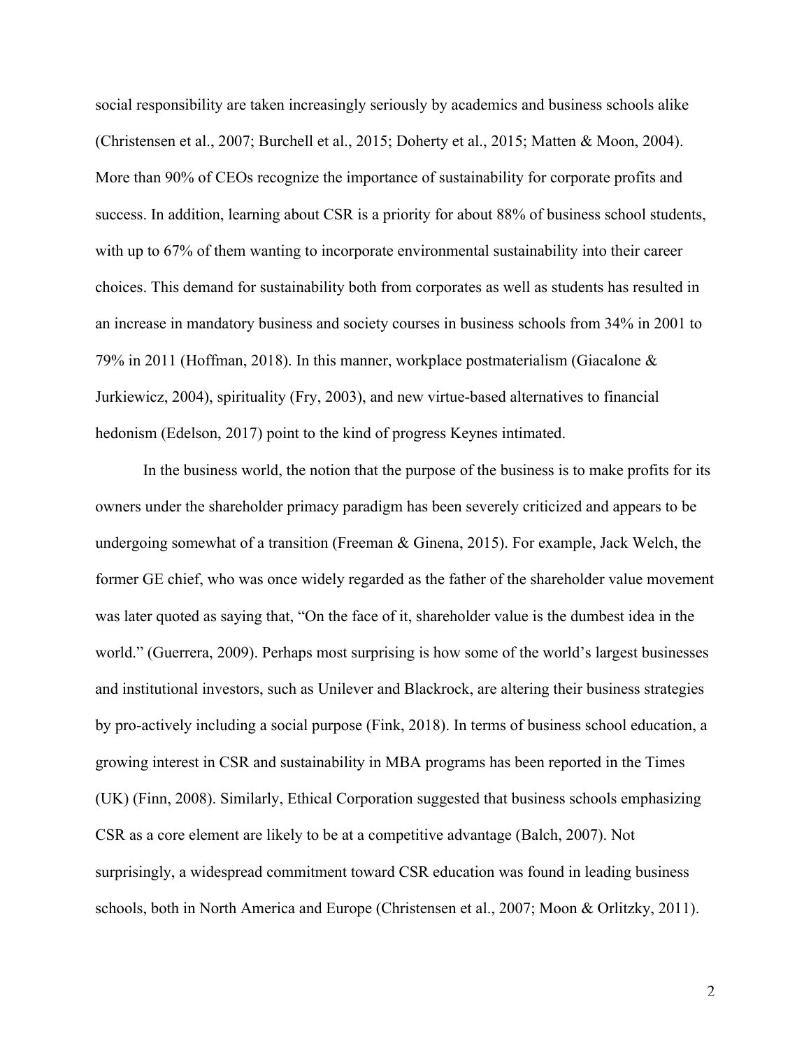social responsibility are taken increasingly seriously by academics and business schools alike (Christensen et al., 2007; Burchell et al., 2015; Doherty et al., 2015; Matten & Moon, 2004). More than 90% of CEOs recognize the importance of sustainability for corporate profits and success. In addition, learning about CSR is a priority for about 88% of business school students, with up to 67% of them wanting to incorporate environmental sustainability into their career choices. This demand for sustainability both from corporates as well as students has resulted in an increase in mandatory business and society courses in business schools from 34% in 2001 to 79% in 2011 (Hoffman, 2018). In this manner, workplace postmaterialism (Giacalone & Jurkiewicz, 2004), spirituality (Fry, 2003), and new virtue-based alternatives to financial hedonism (Edelson, 2017) point to the kind of progress Keynes intimated.

In the business world, the notion that the purpose of the business is to make profits for its owners under the shareholder primacy paradigm has been severely criticized and appears to be undergoing somewhat of a transition (Freeman & Ginena, 2015). For example, Jack Welch, the former GE chief, who was once widely regarded as the father of the shareholder value movement was later quoted as saying that, "On the face of it, shareholder value is the dumbest idea in the world." (Guerrera, 2009). Perhaps most surprising is how some of the world's largest businesses and institutional investors, such as Unilever and Blackrock, are altering their business strategies by pro-actively including a social purpose (Fink, 2018). In terms of business school education, a growing interest in CSR and sustainability in MBA programs has been reported in the Times (UK) (Finn, 2008). Similarly, Ethical Corporation suggested that business schools emphasizing CSR as a core element are likely to be at a competitive advantage (Balch, 2007). Not surprisingly, a widespread commitment toward CSR education was found in leading business schools, both in North America and Europe (Christensen et al., 2007; Moon & Orlitzky, 2011).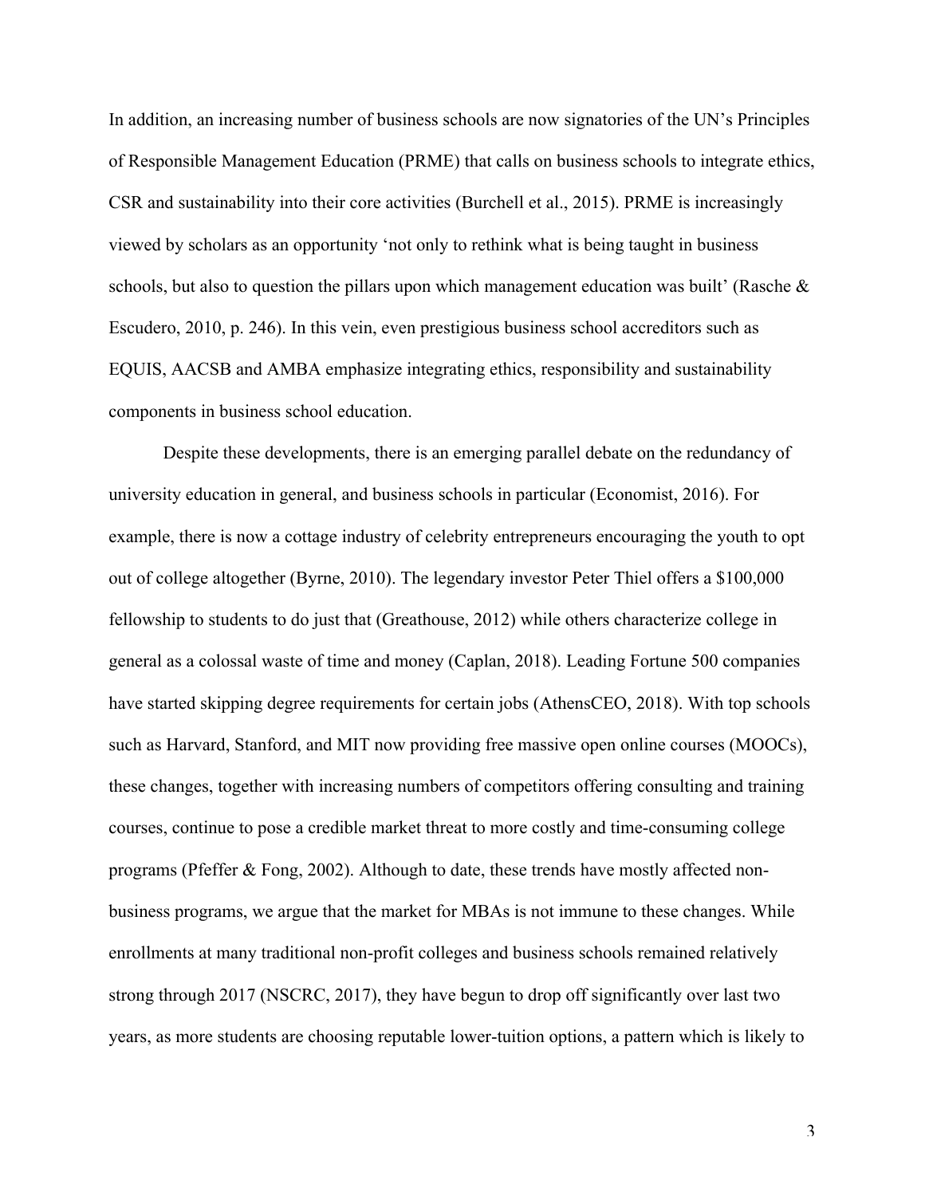In addition, an increasing number of business schools are now signatories of the UN's Principles of Responsible Management Education (PRME) that calls on business schools to integrate ethics, CSR and sustainability into their core activities (Burchell et al., 2015). PRME is increasingly viewed by scholars as an opportunity 'not only to rethink what is being taught in business schools, but also to question the pillars upon which management education was built' (Rasche & Escudero, 2010, p. 246). In this vein, even prestigious business school accreditors such as EQUIS, AACSB and AMBA emphasize integrating ethics, responsibility and sustainability components in business school education.

Despite these developments, there is an emerging parallel debate on the redundancy of university education in general, and business schools in particular (Economist, 2016). For example, there is now a cottage industry of celebrity entrepreneurs encouraging the youth to opt out of college altogether (Byrne, 2010). The legendary investor Peter Thiel offers a $100,000 fellowship to students to do just that (Greathouse, 2012) while others characterize college in general as a colossal waste of time and money (Caplan, 2018). Leading Fortune 500 companies have started skipping degree requirements for certain jobs (AthensCEO, 2018). With top schools such as Harvard, Stanford, and MIT now providing free massive open online courses (MOOCs), these changes, together with increasing numbers of competitors offering consulting and training courses, continue to pose a credible market threat to more costly and time-consuming college programs (Pfeffer & Fong, 2002). Although to date, these trends have mostly affected non-business programs, we argue that the market for MBAs is not immune to these changes. While enrollments at many traditional non-profit colleges and business schools remained relatively strong through 2017 (NSCRC, 2017), they have begun to drop off significantly over last two years, as more students are choosing reputable lower-tuition options, a pattern which is likely to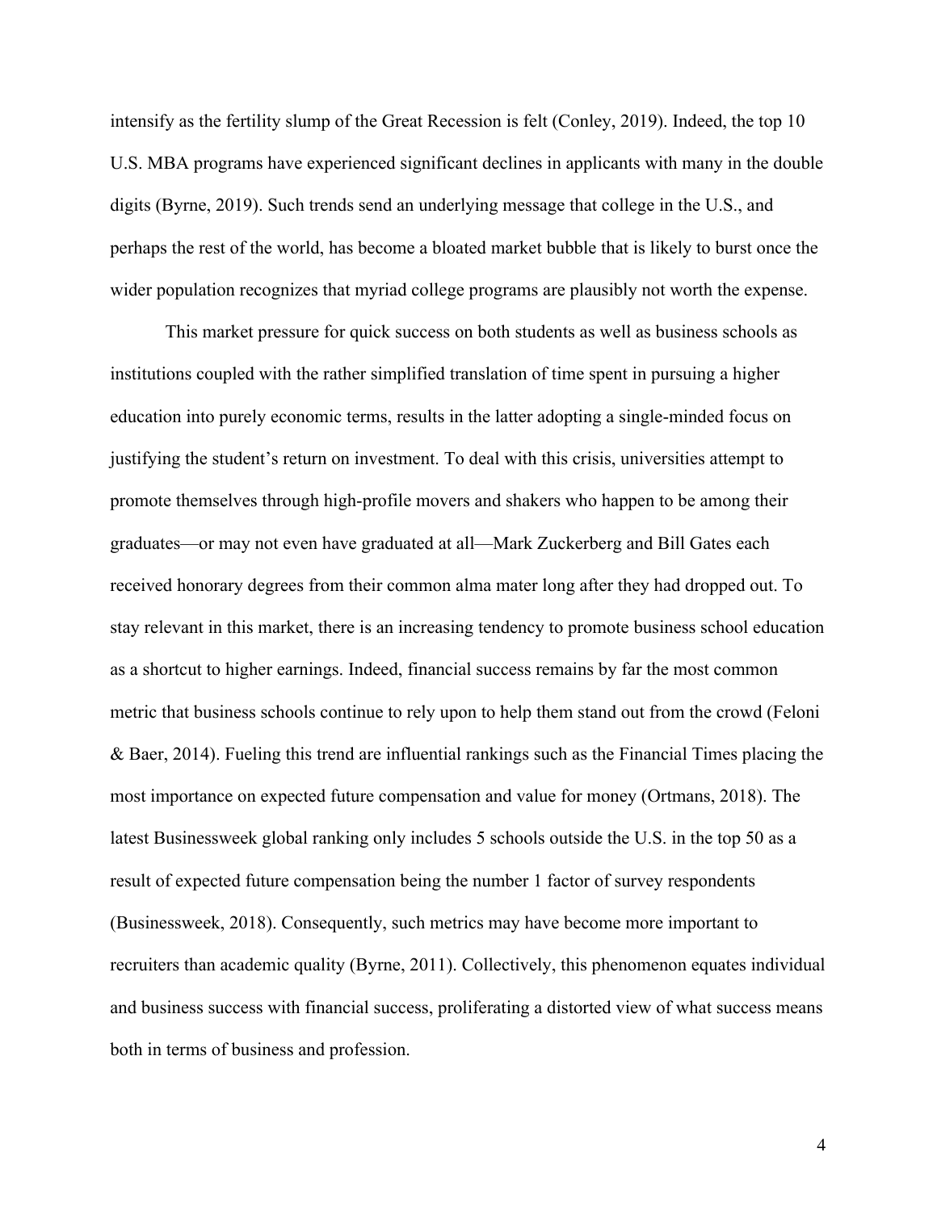intensify as the fertility slump of the Great Recession is felt (Conley, 2019). Indeed, the top 10 U.S. MBA programs have experienced significant declines in applicants with many in the double digits (Byrne, 2019). Such trends send an underlying message that college in the U.S., and perhaps the rest of the world, has become a bloated market bubble that is likely to burst once the wider population recognizes that myriad college programs are plausibly not worth the expense.

This market pressure for quick success on both students as well as business schools as institutions coupled with the rather simplified translation of time spent in pursuing a higher education into purely economic terms, results in the latter adopting a single-minded focus on justifying the student's return on investment. To deal with this crisis, universities attempt to promote themselves through high-profile movers and shakers who happen to be among their graduates—or may not even have graduated at all—Mark Zuckerberg and Bill Gates each received honorary degrees from their common alma mater long after they had dropped out. To stay relevant in this market, there is an increasing tendency to promote business school education as a shortcut to higher earnings. Indeed, financial success remains by far the most common metric that business schools continue to rely upon to help them stand out from the crowd (Feloni & Baer, 2014). Fueling this trend are influential rankings such as the Financial Times placing the most importance on expected future compensation and value for money (Ortmans, 2018). The latest Businessweek global ranking only includes 5 schools outside the U.S. in the top 50 as a result of expected future compensation being the number 1 factor of survey respondents (Businessweek, 2018). Consequently, such metrics may have become more important to recruiters than academic quality (Byrne, 2011). Collectively, this phenomenon equates individual and business success with financial success, proliferating a distorted view of what success means both in terms of business and profession.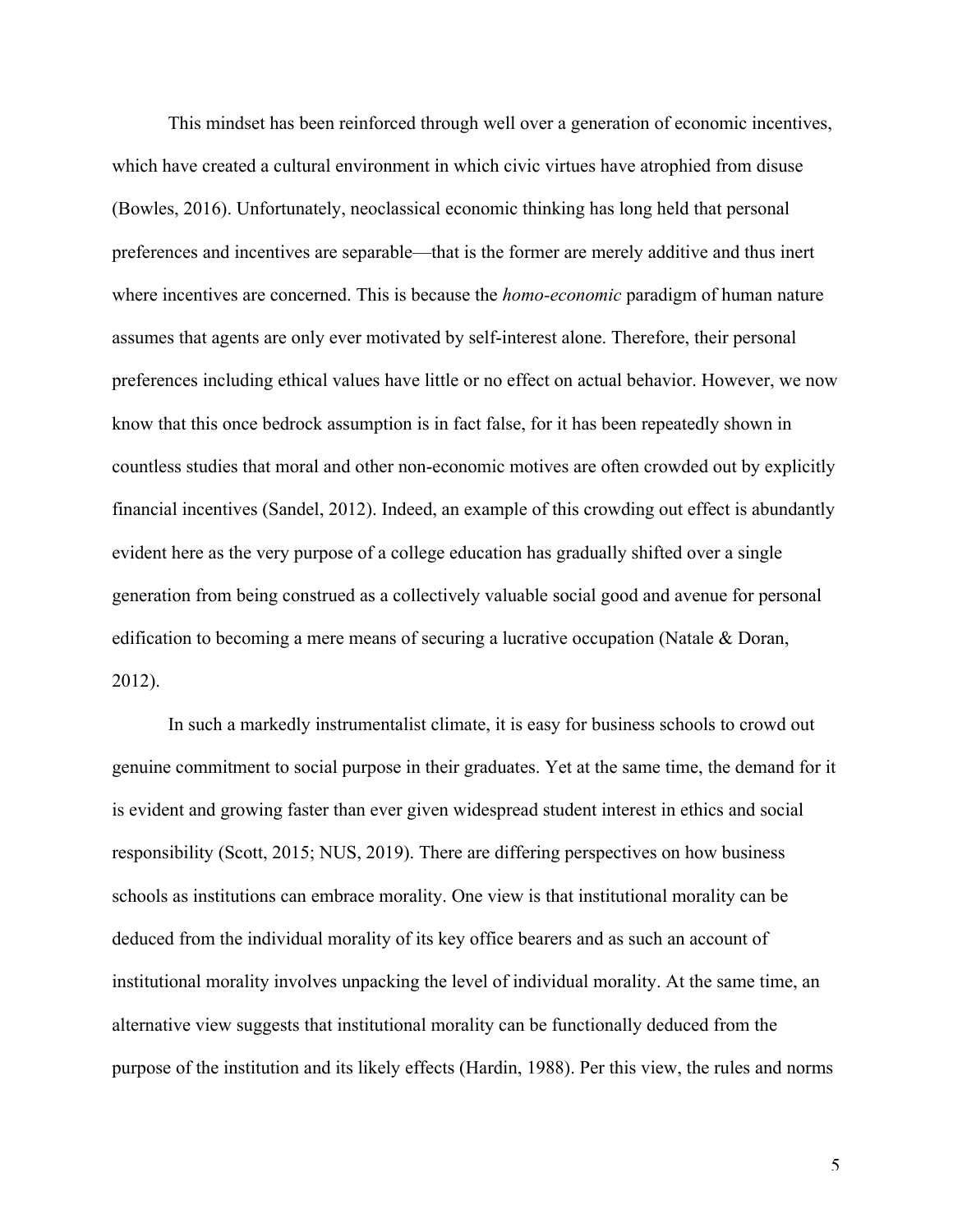This mindset has been reinforced through well over a generation of economic incentives, which have created a cultural environment in which civic virtues have atrophied from disuse (Bowles, 2016). Unfortunately, neoclassical economic thinking has long held that personal preferences and incentives are separable—that is the former are merely additive and thus inert where incentives are concerned. This is because the *homo-economic* paradigm of human nature assumes that agents are only ever motivated by self-interest alone. Therefore, their personal preferences including ethical values have little or no effect on actual behavior. However, we now know that this once bedrock assumption is in fact false, for it has been repeatedly shown in countless studies that moral and other non-economic motives are often crowded out by explicitly financial incentives (Sandel, 2012). Indeed, an example of this crowding out effect is abundantly evident here as the very purpose of a college education has gradually shifted over a single generation from being construed as a collectively valuable social good and avenue for personal edification to becoming a mere means of securing a lucrative occupation (Natale & Doran, 2012).

In such a markedly instrumentalist climate, it is easy for business schools to crowd out genuine commitment to social purpose in their graduates. Yet at the same time, the demand for it is evident and growing faster than ever given widespread student interest in ethics and social responsibility (Scott, 2015; NUS, 2019). There are differing perspectives on how business schools as institutions can embrace morality. One view is that institutional morality can be deduced from the individual morality of its key office bearers and as such an account of institutional morality involves unpacking the level of individual morality. At the same time, an alternative view suggests that institutional morality can be functionally deduced from the purpose of the institution and its likely effects (Hardin, 1988). Per this view, the rules and norms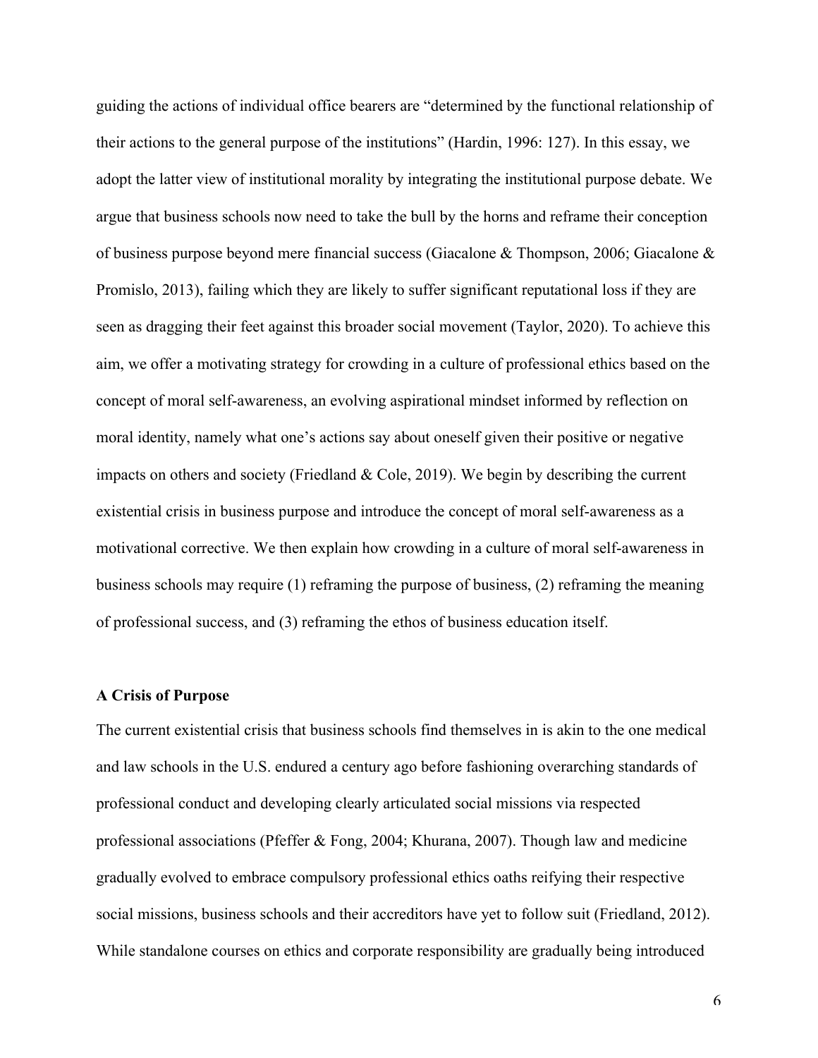guiding the actions of individual office bearers are "determined by the functional relationship of their actions to the general purpose of the institutions" (Hardin, 1996: 127). In this essay, we adopt the latter view of institutional morality by integrating the institutional purpose debate. We argue that business schools now need to take the bull by the horns and reframe their conception of business purpose beyond mere financial success (Giacalone & Thompson, 2006; Giacalone & Promislo, 2013), failing which they are likely to suffer significant reputational loss if they are seen as dragging their feet against this broader social movement (Taylor, 2020). To achieve this aim, we offer a motivating strategy for crowding in a culture of professional ethics based on the concept of moral self-awareness, an evolving aspirational mindset informed by reflection on moral identity, namely what one's actions say about oneself given their positive or negative impacts on others and society (Friedland & Cole, 2019). We begin by describing the current existential crisis in business purpose and introduce the concept of moral self-awareness as a motivational corrective. We then explain how crowding in a culture of moral self-awareness in business schools may require (1) reframing the purpose of business, (2) reframing the meaning of professional success, and (3) reframing the ethos of business education itself.

### A Crisis of Purpose

The current existential crisis that business schools find themselves in is akin to the one medical and law schools in the U.S. endured a century ago before fashioning overarching standards of professional conduct and developing clearly articulated social missions via respected professional associations (Pfeffer & Fong, 2004; Khurana, 2007). Though law and medicine gradually evolved to embrace compulsory professional ethics oaths reifying their respective social missions, business schools and their accreditors have yet to follow suit (Friedland, 2012). While standalone courses on ethics and corporate responsibility are gradually being introduced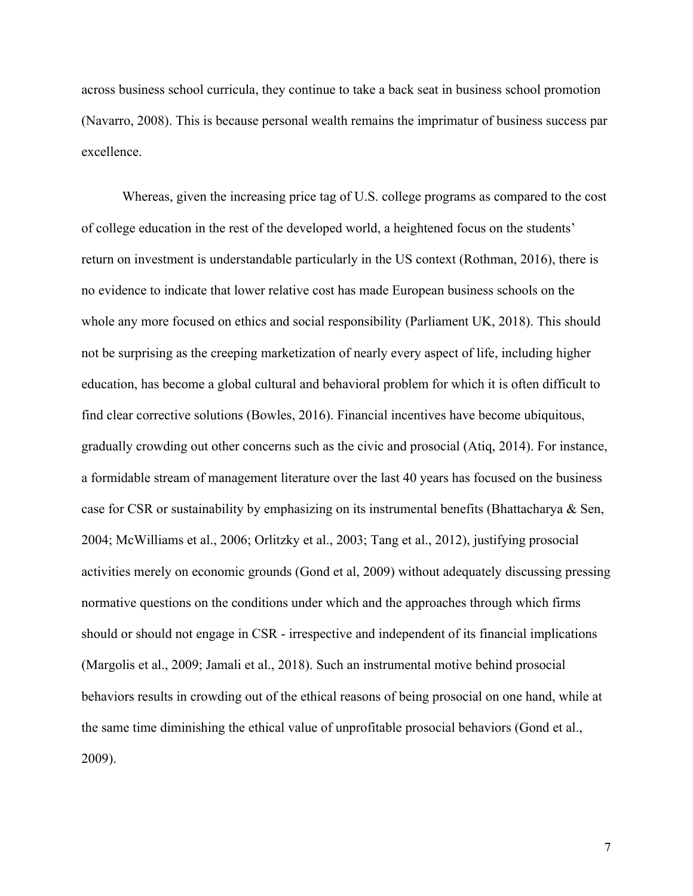across business school curricula, they continue to take a back seat in business school promotion (Navarro, 2008). This is because personal wealth remains the imprimatur of business success par excellence.

Whereas, given the increasing price tag of U.S. college programs as compared to the cost of college education in the rest of the developed world, a heightened focus on the students' return on investment is understandable particularly in the US context (Rothman, 2016), there is no evidence to indicate that lower relative cost has made European business schools on the whole any more focused on ethics and social responsibility (Parliament UK, 2018). This should not be surprising as the creeping marketization of nearly every aspect of life, including higher education, has become a global cultural and behavioral problem for which it is often difficult to find clear corrective solutions (Bowles, 2016). Financial incentives have become ubiquitous, gradually crowding out other concerns such as the civic and prosocial (Atiq, 2014). For instance, a formidable stream of management literature over the last 40 years has focused on the business case for CSR or sustainability by emphasizing on its instrumental benefits (Bhattacharya & Sen, 2004; McWilliams et al., 2006; Orlitzky et al., 2003; Tang et al., 2012), justifying prosocial activities merely on economic grounds (Gond et al, 2009) without adequately discussing pressing normative questions on the conditions under which and the approaches through which firms should or should not engage in CSR - irrespective and independent of its financial implications (Margolis et al., 2009; Jamali et al., 2018). Such an instrumental motive behind prosocial behaviors results in crowding out of the ethical reasons of being prosocial on one hand, while at the same time diminishing the ethical value of unprofitable prosocial behaviors (Gond et al., 2009).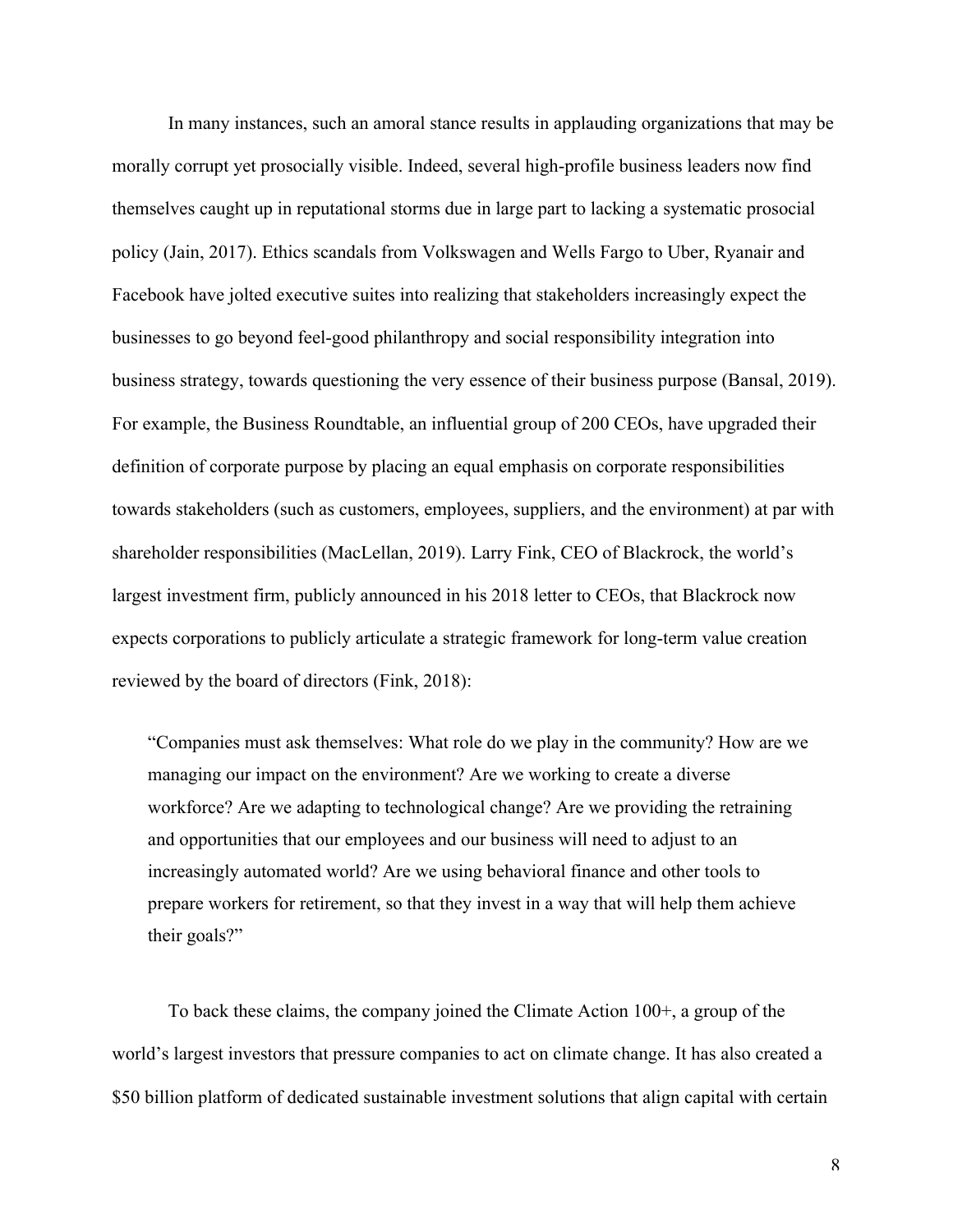In many instances, such an amoral stance results in applauding organizations that may be morally corrupt yet prosocially visible. Indeed, several high-profile business leaders now find themselves caught up in reputational storms due in large part to lacking a systematic prosocial policy (Jain, 2017). Ethics scandals from Volkswagen and Wells Fargo to Uber, Ryanair and Facebook have jolted executive suites into realizing that stakeholders increasingly expect the businesses to go beyond feel-good philanthropy and social responsibility integration into business strategy, towards questioning the very essence of their business purpose (Bansal, 2019). For example, the Business Roundtable, an influential group of 200 CEOs, have upgraded their definition of corporate purpose by placing an equal emphasis on corporate responsibilities towards stakeholders (such as customers, employees, suppliers, and the environment) at par with shareholder responsibilities (MacLellan, 2019). Larry Fink, CEO of Blackrock, the world's largest investment firm, publicly announced in his 2018 letter to CEOs, that Blackrock now expects corporations to publicly articulate a strategic framework for long-term value creation reviewed by the board of directors (Fink, 2018):

> "Companies must ask themselves: What role do we play in the community? How are we managing our impact on the environment? Are we working to create a diverse workforce? Are we adapting to technological change? Are we providing the retraining and opportunities that our employees and our business will need to adjust to an increasingly automated world? Are we using behavioral finance and other tools to prepare workers for retirement, so that they invest in a way that will help them achieve their goals?"

To back these claims, the company joined the Climate Action 100+, a group of the world's largest investors that pressure companies to act on climate change. It has also created a $50 billion platform of dedicated sustainable investment solutions that align capital with certain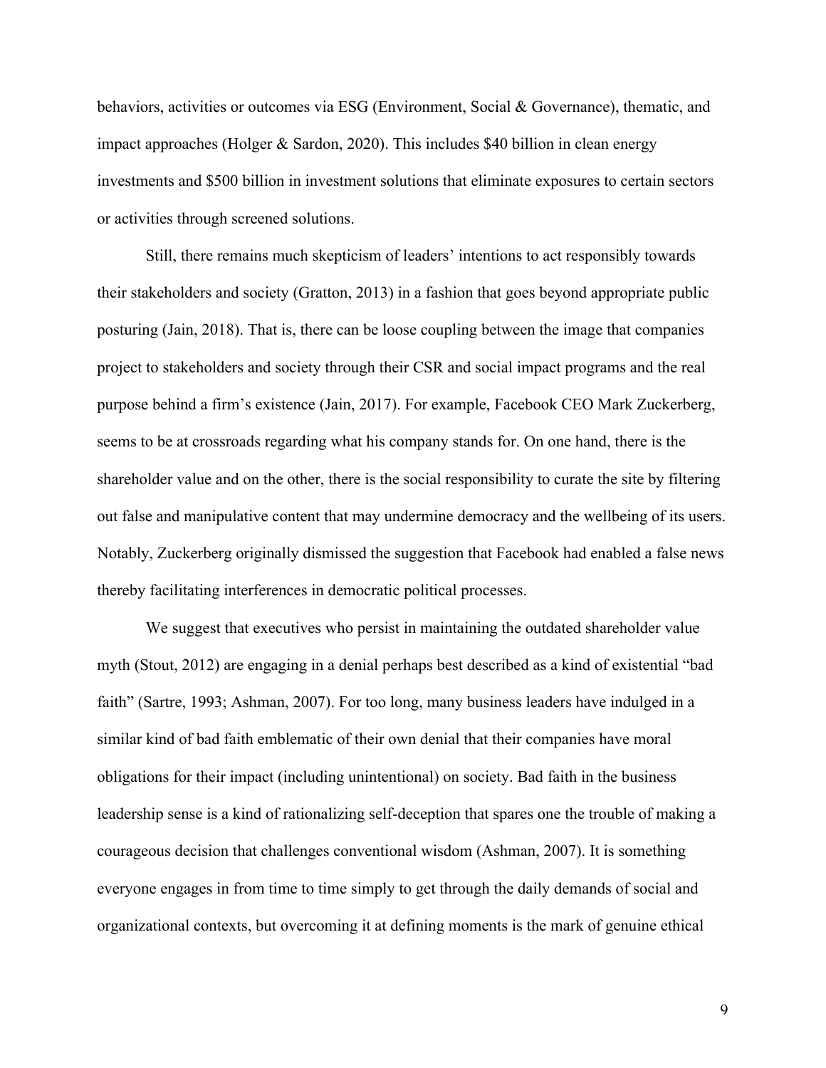behaviors, activities or outcomes via ESG (Environment, Social & Governance), thematic, and impact approaches (Holger & Sardon, 2020). This includes $40 billion in clean energy investments and $500 billion in investment solutions that eliminate exposures to certain sectors or activities through screened solutions.

Still, there remains much skepticism of leaders' intentions to act responsibly towards their stakeholders and society (Gratton, 2013) in a fashion that goes beyond appropriate public posturing (Jain, 2018). That is, there can be loose coupling between the image that companies project to stakeholders and society through their CSR and social impact programs and the real purpose behind a firm's existence (Jain, 2017). For example, Facebook CEO Mark Zuckerberg, seems to be at crossroads regarding what his company stands for. On one hand, there is the shareholder value and on the other, there is the social responsibility to curate the site by filtering out false and manipulative content that may undermine democracy and the wellbeing of its users. Notably, Zuckerberg originally dismissed the suggestion that Facebook had enabled a false news thereby facilitating interferences in democratic political processes.

We suggest that executives who persist in maintaining the outdated shareholder value myth (Stout, 2012) are engaging in a denial perhaps best described as a kind of existential "bad faith" (Sartre, 1993; Ashman, 2007). For too long, many business leaders have indulged in a similar kind of bad faith emblematic of their own denial that their companies have moral obligations for their impact (including unintentional) on society. Bad faith in the business leadership sense is a kind of rationalizing self-deception that spares one the trouble of making a courageous decision that challenges conventional wisdom (Ashman, 2007). It is something everyone engages in from time to time simply to get through the daily demands of social and organizational contexts, but overcoming it at defining moments is the mark of genuine ethical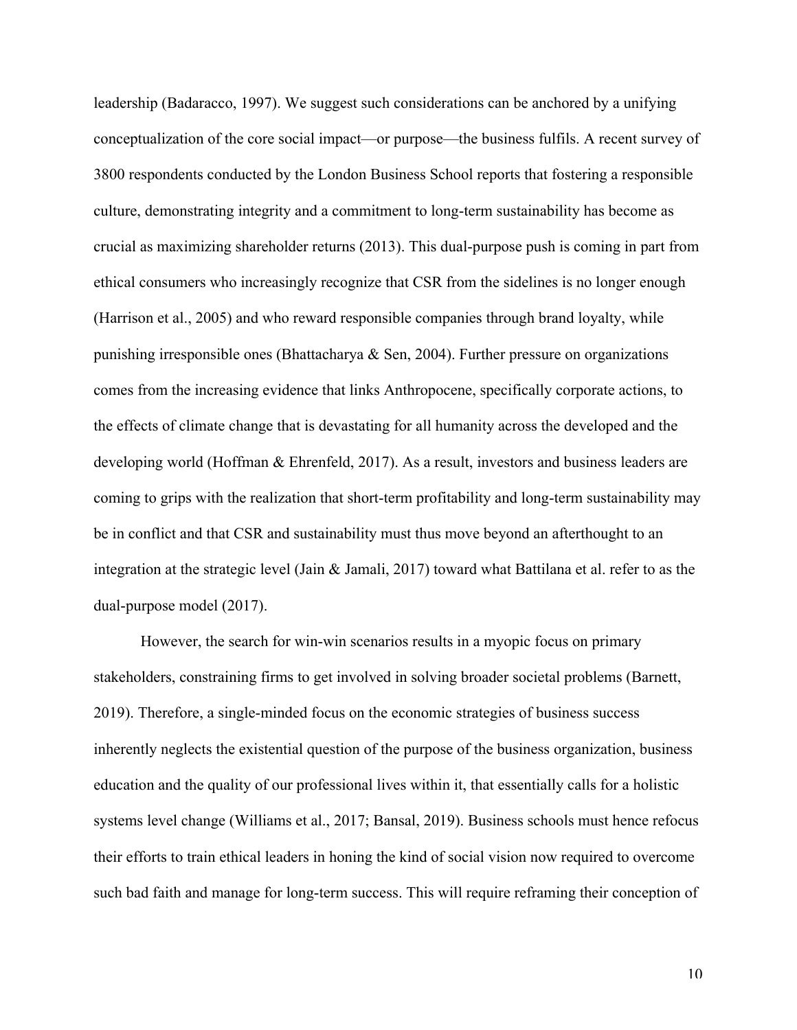leadership (Badaracco, 1997). We suggest such considerations can be anchored by a unifying conceptualization of the core social impact—or purpose—the business fulfils. A recent survey of 3800 respondents conducted by the London Business School reports that fostering a responsible culture, demonstrating integrity and a commitment to long-term sustainability has become as crucial as maximizing shareholder returns (2013). This dual-purpose push is coming in part from ethical consumers who increasingly recognize that CSR from the sidelines is no longer enough (Harrison et al., 2005) and who reward responsible companies through brand loyalty, while punishing irresponsible ones (Bhattacharya & Sen, 2004). Further pressure on organizations comes from the increasing evidence that links Anthropocene, specifically corporate actions, to the effects of climate change that is devastating for all humanity across the developed and the developing world (Hoffman & Ehrenfeld, 2017). As a result, investors and business leaders are coming to grips with the realization that short-term profitability and long-term sustainability may be in conflict and that CSR and sustainability must thus move beyond an afterthought to an integration at the strategic level (Jain & Jamali, 2017) toward what Battilana et al. refer to as the dual-purpose model (2017).

However, the search for win-win scenarios results in a myopic focus on primary stakeholders, constraining firms to get involved in solving broader societal problems (Barnett, 2019). Therefore, a single-minded focus on the economic strategies of business success inherently neglects the existential question of the purpose of the business organization, business education and the quality of our professional lives within it, that essentially calls for a holistic systems level change (Williams et al., 2017; Bansal, 2019). Business schools must hence refocus their efforts to train ethical leaders in honing the kind of social vision now required to overcome such bad faith and manage for long-term success. This will require reframing their conception of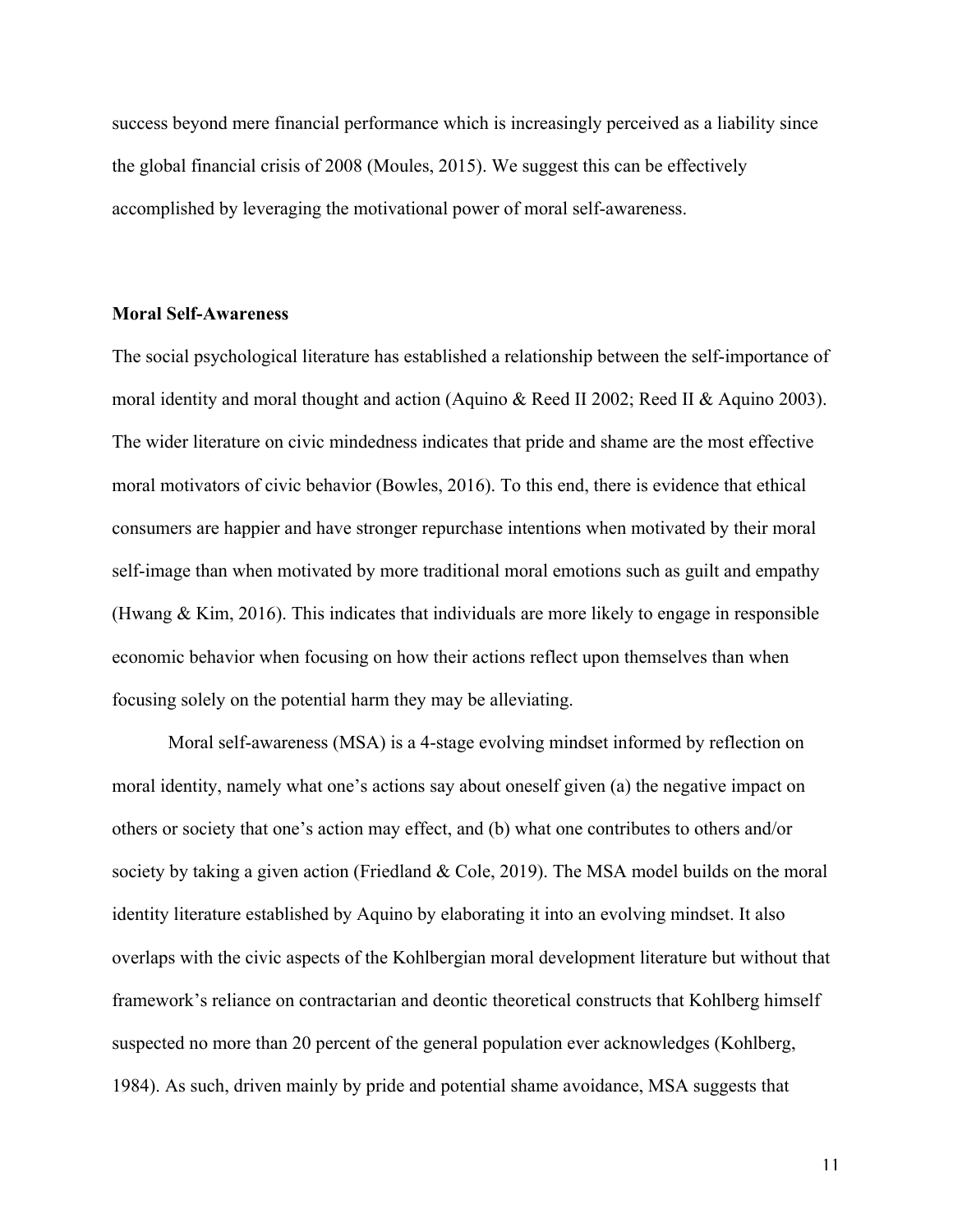success beyond mere financial performance which is increasingly perceived as a liability since the global financial crisis of 2008 (Moules, 2015). We suggest this can be effectively accomplished by leveraging the motivational power of moral self-awareness.

## Moral Self-Awareness

The social psychological literature has established a relationship between the self-importance of moral identity and moral thought and action (Aquino & Reed II 2002; Reed II & Aquino 2003). The wider literature on civic mindedness indicates that pride and shame are the most effective moral motivators of civic behavior (Bowles, 2016). To this end, there is evidence that ethical consumers are happier and have stronger repurchase intentions when motivated by their moral self-image than when motivated by more traditional moral emotions such as guilt and empathy (Hwang & Kim, 2016). This indicates that individuals are more likely to engage in responsible economic behavior when focusing on how their actions reflect upon themselves than when focusing solely on the potential harm they may be alleviating.

Moral self-awareness (MSA) is a 4-stage evolving mindset informed by reflection on moral identity, namely what one's actions say about oneself given (a) the negative impact on others or society that one's action may effect, and (b) what one contributes to others and/or society by taking a given action (Friedland & Cole, 2019). The MSA model builds on the moral identity literature established by Aquino by elaborating it into an evolving mindset. It also overlaps with the civic aspects of the Kohlbergian moral development literature but without that framework's reliance on contractarian and deontic theoretical constructs that Kohlberg himself suspected no more than 20 percent of the general population ever acknowledges (Kohlberg, 1984). As such, driven mainly by pride and potential shame avoidance, MSA suggests that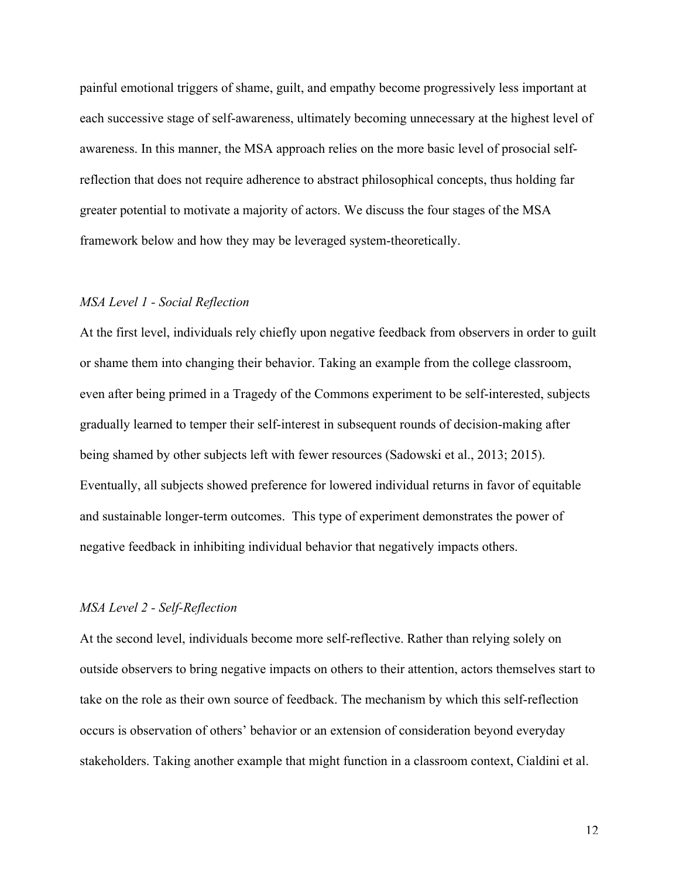painful emotional triggers of shame, guilt, and empathy become progressively less important at each successive stage of self-awareness, ultimately becoming unnecessary at the highest level of awareness. In this manner, the MSA approach relies on the more basic level of prosocial self-reflection that does not require adherence to abstract philosophical concepts, thus holding far greater potential to motivate a majority of actors. We discuss the four stages of the MSA framework below and how they may be leveraged system-theoretically.

### *MSA Level 1 - Social Reflection*

At the first level, individuals rely chiefly upon negative feedback from observers in order to guilt or shame them into changing their behavior. Taking an example from the college classroom, even after being primed in a Tragedy of the Commons experiment to be self-interested, subjects gradually learned to temper their self-interest in subsequent rounds of decision-making after being shamed by other subjects left with fewer resources (Sadowski et al., 2013; 2015). Eventually, all subjects showed preference for lowered individual returns in favor of equitable and sustainable longer-term outcomes. This type of experiment demonstrates the power of negative feedback in inhibiting individual behavior that negatively impacts others.

### *MSA Level 2 - Self-Reflection*

At the second level, individuals become more self-reflective. Rather than relying solely on outside observers to bring negative impacts on others to their attention, actors themselves start to take on the role as their own source of feedback. The mechanism by which this self-reflection occurs is observation of others' behavior or an extension of consideration beyond everyday stakeholders. Taking another example that might function in a classroom context, Cialdini et al.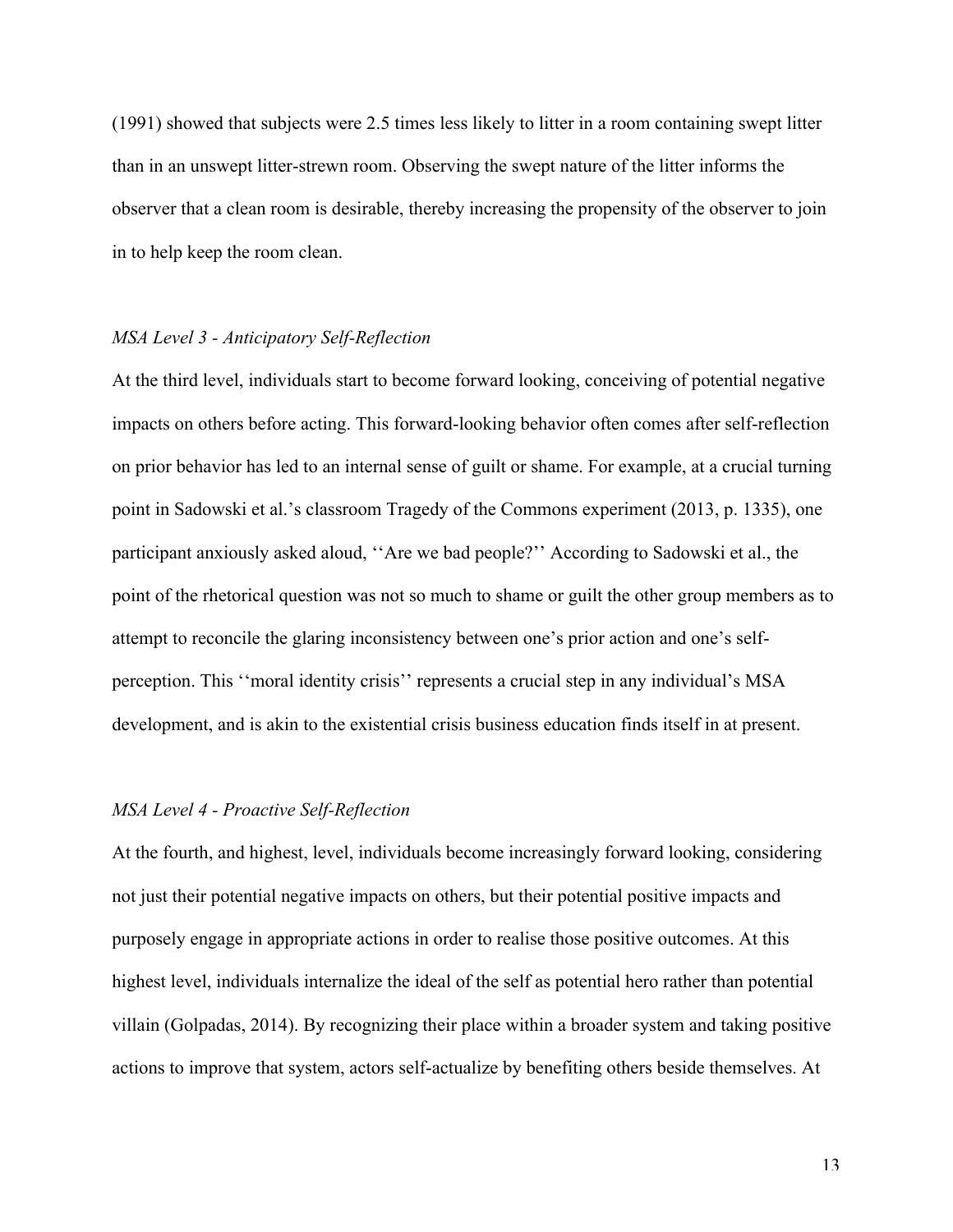(1991) showed that subjects were 2.5 times less likely to litter in a room containing swept litter than in an unswept litter-strewn room. Observing the swept nature of the litter informs the observer that a clean room is desirable, thereby increasing the propensity of the observer to join in to help keep the room clean.

### *MSA Level 3 - Anticipatory Self-Reflection*

At the third level, individuals start to become forward looking, conceiving of potential negative impacts on others before acting. This forward-looking behavior often comes after self-reflection on prior behavior has led to an internal sense of guilt or shame. For example, at a crucial turning point in Sadowski et al.'s classroom Tragedy of the Commons experiment (2013, p. 1335), one participant anxiously asked aloud, ''Are we bad people?'' According to Sadowski et al., the point of the rhetorical question was not so much to shame or guilt the other group members as to attempt to reconcile the glaring inconsistency between one's prior action and one's self-perception. This ''moral identity crisis'' represents a crucial step in any individual's MSA development, and is akin to the existential crisis business education finds itself in at present.

### *MSA Level 4 - Proactive Self-Reflection*

At the fourth, and highest, level, individuals become increasingly forward looking, considering not just their potential negative impacts on others, but their potential positive impacts and purposely engage in appropriate actions in order to realise those positive outcomes. At this highest level, individuals internalize the ideal of the self as potential hero rather than potential villain (Golpadas, 2014). By recognizing their place within a broader system and taking positive actions to improve that system, actors self-actualize by benefiting others beside themselves. At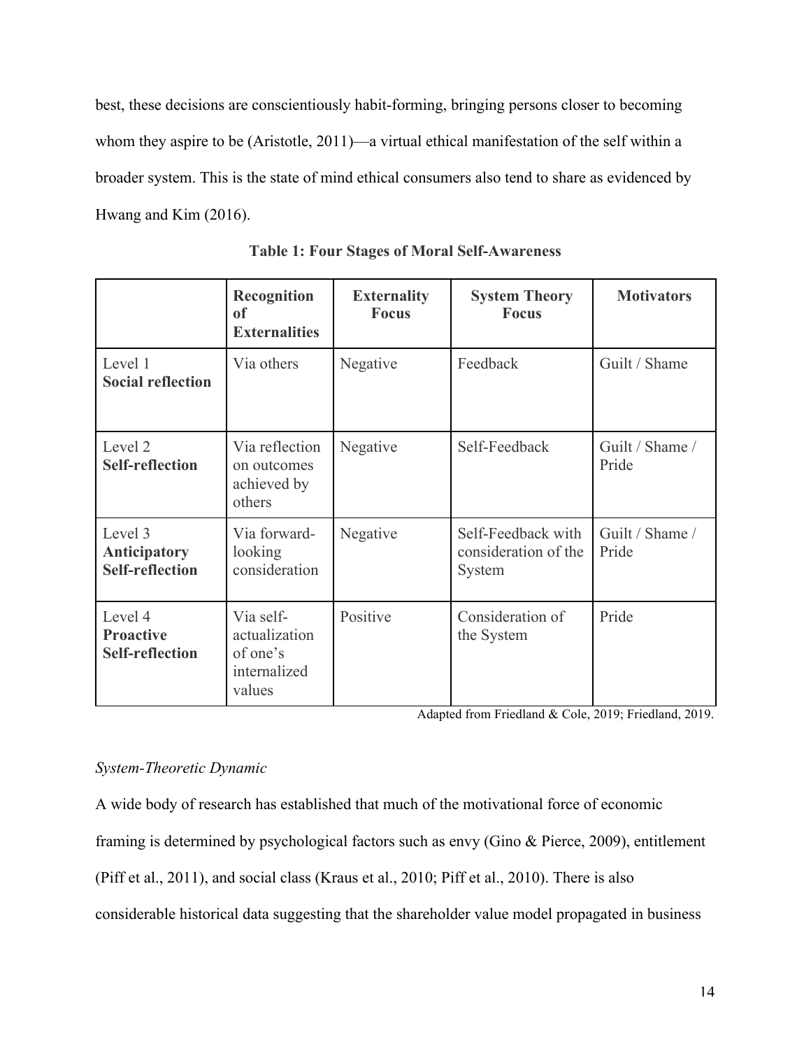best, these decisions are conscientiously habit-forming, bringing persons closer to becoming whom they aspire to be (Aristotle, 2011)—a virtual ethical manifestation of the self within a broader system. This is the state of mind ethical consumers also tend to share as evidenced by Hwang and Kim (2016).

**Table 1: Four Stages of Moral Self-Awareness**

| | **Recognition of Externalities** | **Externality Focus** | **System Theory Focus** | **Motivators** |
|---|---|---|---|---|
| Level 1 **Social reflection** | Via others | Negative | Feedback | Guilt / Shame |
| Level 2 **Self-reflection** | Via reflection on outcomes achieved by others | Negative | Self-Feedback | Guilt / Shame / Pride |
| Level 3 **Anticipatory Self-reflection** | Via forward-looking consideration | Negative | Self-Feedback with consideration of the System | Guilt / Shame / Pride |
| Level 4 **Proactive Self-reflection** | Via self-actualization of one's internalized values | Positive | Consideration of the System | Pride |

Adapted from Friedland & Cole, 2019; Friedland, 2019.

*System-Theoretic Dynamic*

A wide body of research has established that much of the motivational force of economic framing is determined by psychological factors such as envy (Gino & Pierce, 2009), entitlement (Piff et al., 2011), and social class (Kraus et al., 2010; Piff et al., 2010). There is also considerable historical data suggesting that the shareholder value model propagated in business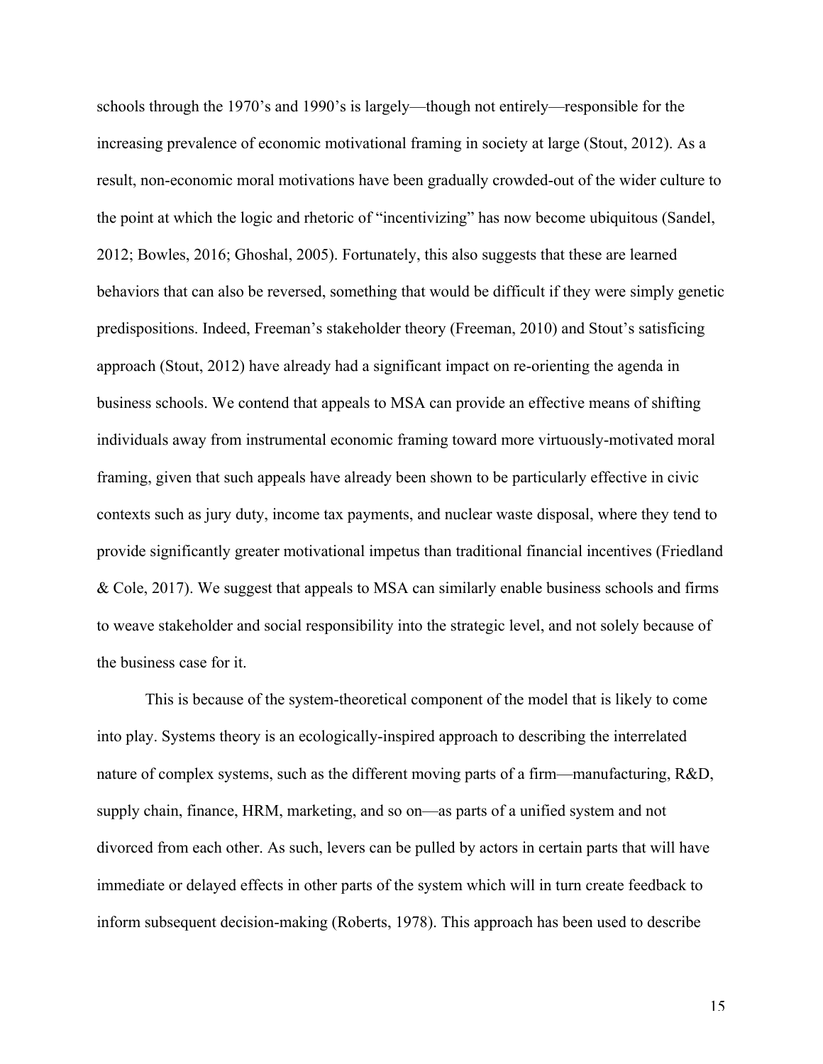schools through the 1970's and 1990's is largely—though not entirely—responsible for the increasing prevalence of economic motivational framing in society at large (Stout, 2012). As a result, non-economic moral motivations have been gradually crowded-out of the wider culture to the point at which the logic and rhetoric of "incentivizing" has now become ubiquitous (Sandel, 2012; Bowles, 2016; Ghoshal, 2005). Fortunately, this also suggests that these are learned behaviors that can also be reversed, something that would be difficult if they were simply genetic predispositions. Indeed, Freeman's stakeholder theory (Freeman, 2010) and Stout's satisficing approach (Stout, 2012) have already had a significant impact on re-orienting the agenda in business schools. We contend that appeals to MSA can provide an effective means of shifting individuals away from instrumental economic framing toward more virtuously-motivated moral framing, given that such appeals have already been shown to be particularly effective in civic contexts such as jury duty, income tax payments, and nuclear waste disposal, where they tend to provide significantly greater motivational impetus than traditional financial incentives (Friedland & Cole, 2017). We suggest that appeals to MSA can similarly enable business schools and firms to weave stakeholder and social responsibility into the strategic level, and not solely because of the business case for it.

This is because of the system-theoretical component of the model that is likely to come into play. Systems theory is an ecologically-inspired approach to describing the interrelated nature of complex systems, such as the different moving parts of a firm—manufacturing, R&D, supply chain, finance, HRM, marketing, and so on—as parts of a unified system and not divorced from each other. As such, levers can be pulled by actors in certain parts that will have immediate or delayed effects in other parts of the system which will in turn create feedback to inform subsequent decision-making (Roberts, 1978). This approach has been used to describe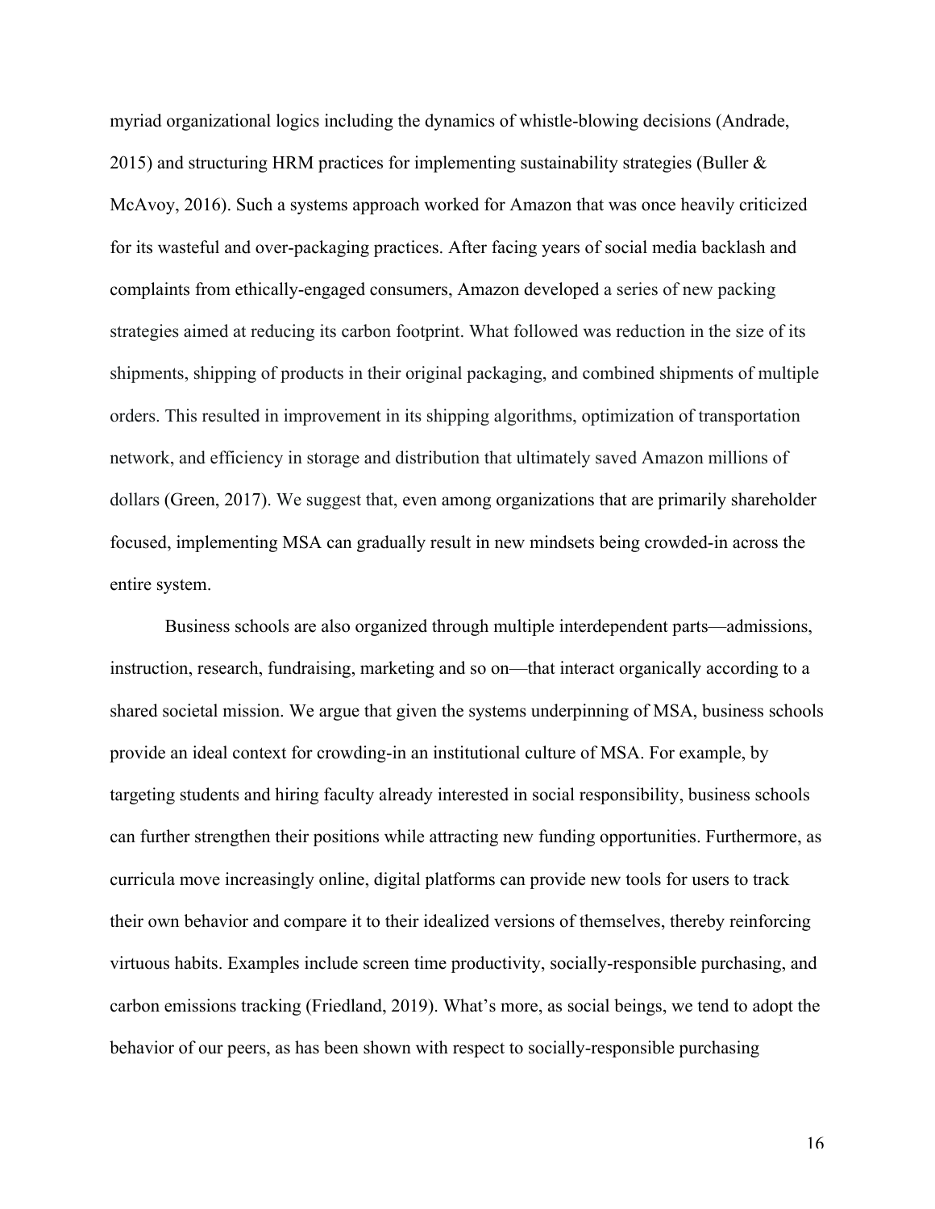myriad organizational logics including the dynamics of whistle-blowing decisions (Andrade, 2015) and structuring HRM practices for implementing sustainability strategies (Buller & McAvoy, 2016). Such a systems approach worked for Amazon that was once heavily criticized for its wasteful and over-packaging practices. After facing years of social media backlash and complaints from ethically-engaged consumers, Amazon developed a series of new packing strategies aimed at reducing its carbon footprint. What followed was reduction in the size of its shipments, shipping of products in their original packaging, and combined shipments of multiple orders. This resulted in improvement in its shipping algorithms, optimization of transportation network, and efficiency in storage and distribution that ultimately saved Amazon millions of dollars (Green, 2017). We suggest that, even among organizations that are primarily shareholder focused, implementing MSA can gradually result in new mindsets being crowded-in across the entire system.

Business schools are also organized through multiple interdependent parts—admissions, instruction, research, fundraising, marketing and so on—that interact organically according to a shared societal mission. We argue that given the systems underpinning of MSA, business schools provide an ideal context for crowding-in an institutional culture of MSA. For example, by targeting students and hiring faculty already interested in social responsibility, business schools can further strengthen their positions while attracting new funding opportunities. Furthermore, as curricula move increasingly online, digital platforms can provide new tools for users to track their own behavior and compare it to their idealized versions of themselves, thereby reinforcing virtuous habits. Examples include screen time productivity, socially-responsible purchasing, and carbon emissions tracking (Friedland, 2019). What's more, as social beings, we tend to adopt the behavior of our peers, as has been shown with respect to socially-responsible purchasing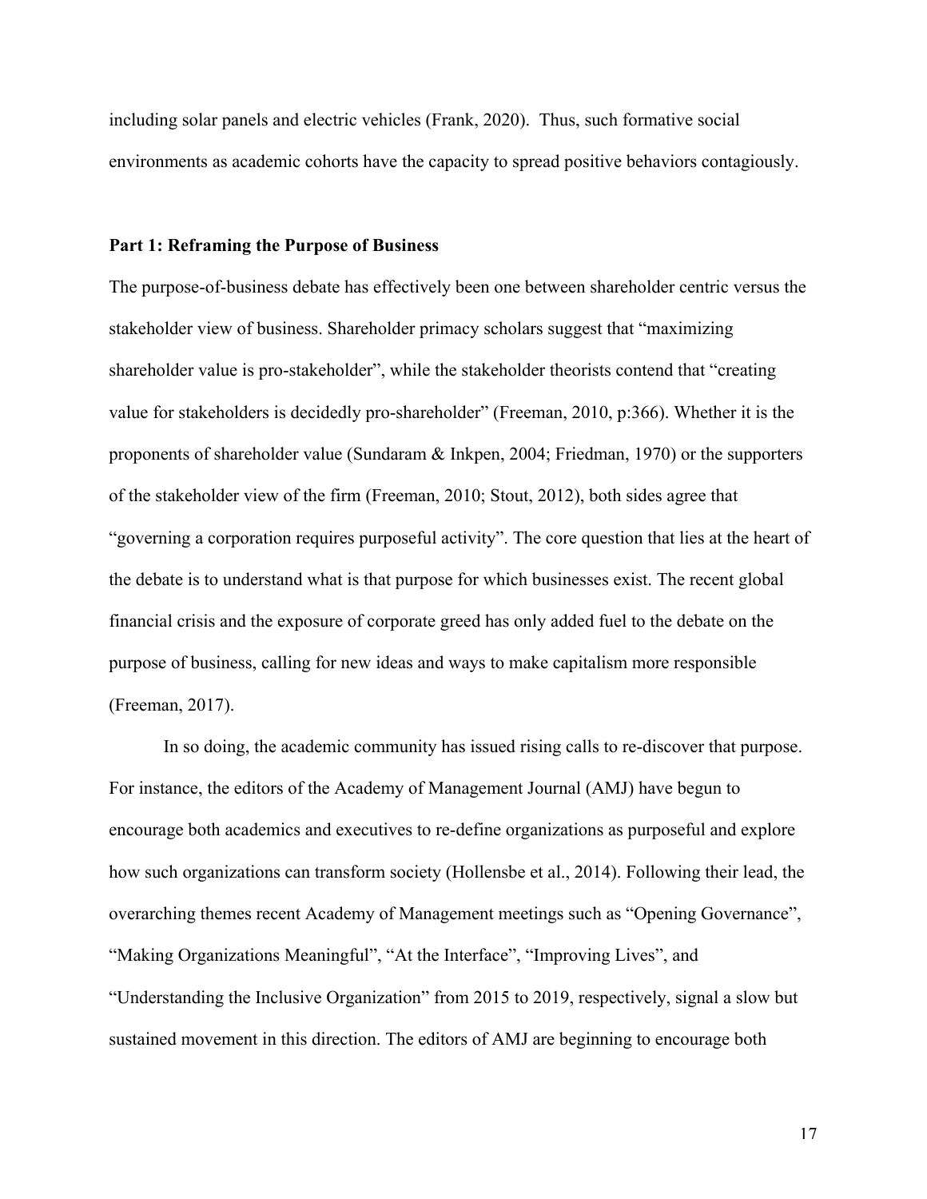including solar panels and electric vehicles (Frank, 2020). Thus, such formative social environments as academic cohorts have the capacity to spread positive behaviors contagiously.

**Part 1: Reframing the Purpose of Business**

The purpose-of-business debate has effectively been one between shareholder centric versus the stakeholder view of business. Shareholder primacy scholars suggest that "maximizing shareholder value is pro-stakeholder", while the stakeholder theorists contend that "creating value for stakeholders is decidedly pro-shareholder" (Freeman, 2010, p:366). Whether it is the proponents of shareholder value (Sundaram & Inkpen, 2004; Friedman, 1970) or the supporters of the stakeholder view of the firm (Freeman, 2010; Stout, 2012), both sides agree that "governing a corporation requires purposeful activity". The core question that lies at the heart of the debate is to understand what is that purpose for which businesses exist. The recent global financial crisis and the exposure of corporate greed has only added fuel to the debate on the purpose of business, calling for new ideas and ways to make capitalism more responsible (Freeman, 2017).

In so doing, the academic community has issued rising calls to re-discover that purpose. For instance, the editors of the Academy of Management Journal (AMJ) have begun to encourage both academics and executives to re-define organizations as purposeful and explore how such organizations can transform society (Hollensbe et al., 2014). Following their lead, the overarching themes recent Academy of Management meetings such as "Opening Governance", "Making Organizations Meaningful", "At the Interface", "Improving Lives", and "Understanding the Inclusive Organization" from 2015 to 2019, respectively, signal a slow but sustained movement in this direction. The editors of AMJ are beginning to encourage both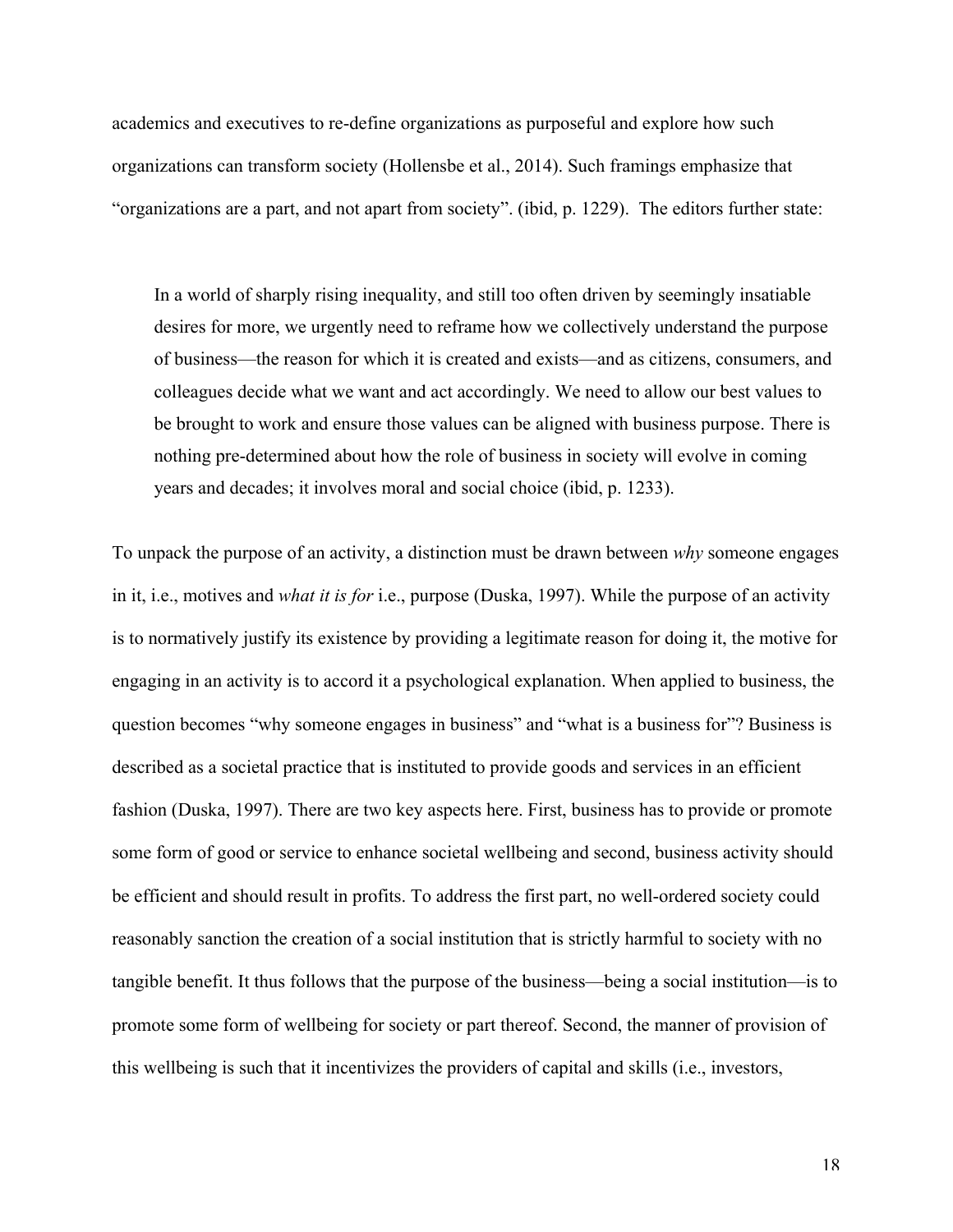academics and executives to re-define organizations as purposeful and explore how such organizations can transform society (Hollensbe et al., 2014). Such framings emphasize that "organizations are a part, and not apart from society". (ibid, p. 1229). The editors further state:

> In a world of sharply rising inequality, and still too often driven by seemingly insatiable desires for more, we urgently need to reframe how we collectively understand the purpose of business—the reason for which it is created and exists—and as citizens, consumers, and colleagues decide what we want and act accordingly. We need to allow our best values to be brought to work and ensure those values can be aligned with business purpose. There is nothing pre-determined about how the role of business in society will evolve in coming years and decades; it involves moral and social choice (ibid, p. 1233).

To unpack the purpose of an activity, a distinction must be drawn between *why* someone engages in it, i.e., motives and *what it is for* i.e., purpose (Duska, 1997). While the purpose of an activity is to normatively justify its existence by providing a legitimate reason for doing it, the motive for engaging in an activity is to accord it a psychological explanation. When applied to business, the question becomes "why someone engages in business" and "what is a business for"? Business is described as a societal practice that is instituted to provide goods and services in an efficient fashion (Duska, 1997). There are two key aspects here. First, business has to provide or promote some form of good or service to enhance societal wellbeing and second, business activity should be efficient and should result in profits. To address the first part, no well-ordered society could reasonably sanction the creation of a social institution that is strictly harmful to society with no tangible benefit. It thus follows that the purpose of the business—being a social institution—is to promote some form of wellbeing for society or part thereof. Second, the manner of provision of this wellbeing is such that it incentivizes the providers of capital and skills (i.e., investors,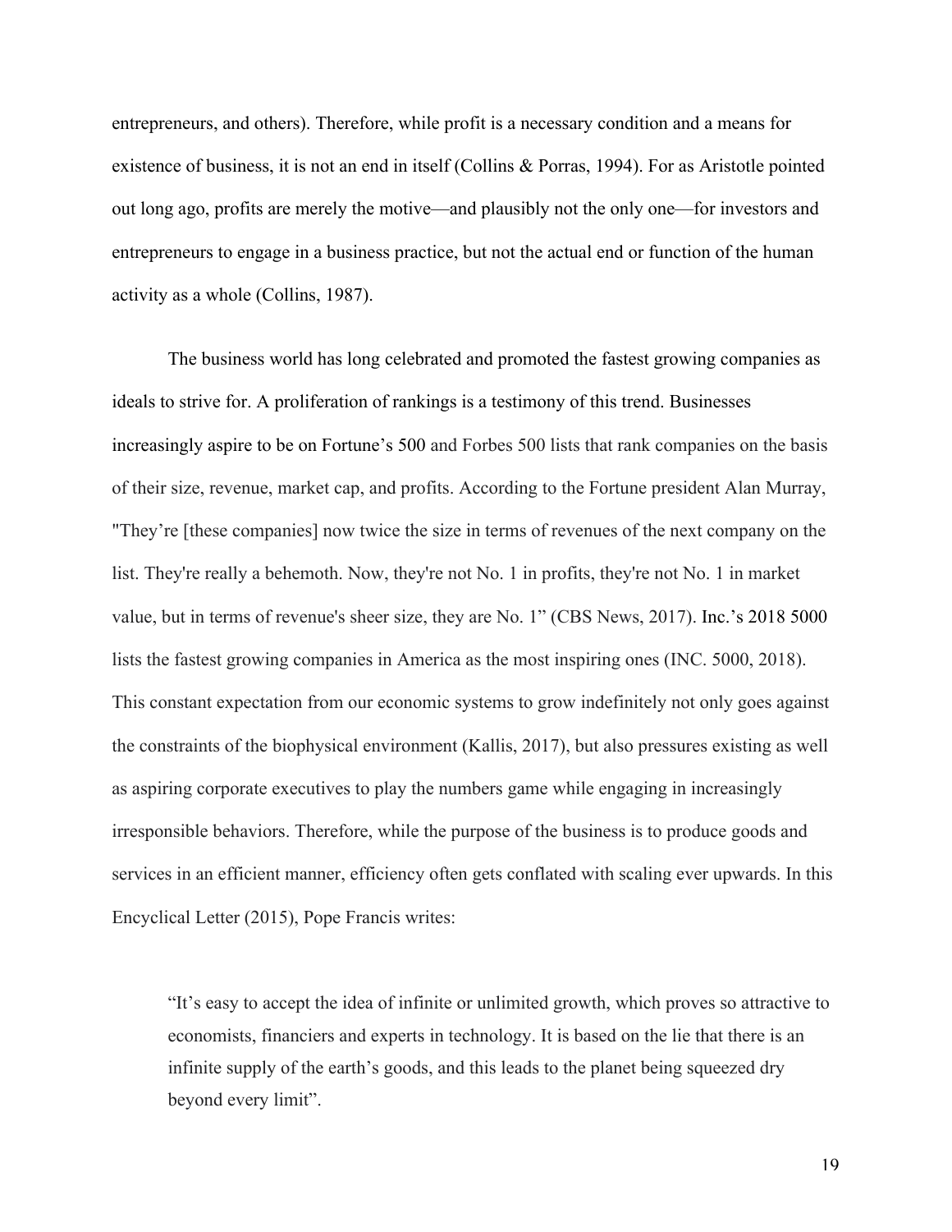entrepreneurs, and others). Therefore, while profit is a necessary condition and a means for existence of business, it is not an end in itself (Collins & Porras, 1994). For as Aristotle pointed out long ago, profits are merely the motive—and plausibly not the only one—for investors and entrepreneurs to engage in a business practice, but not the actual end or function of the human activity as a whole (Collins, 1987).

The business world has long celebrated and promoted the fastest growing companies as ideals to strive for. A proliferation of rankings is a testimony of this trend. Businesses increasingly aspire to be on Fortune's 500 and Forbes 500 lists that rank companies on the basis of their size, revenue, market cap, and profits. According to the Fortune president Alan Murray, "They're [these companies] now twice the size in terms of revenues of the next company on the list. They're really a behemoth. Now, they're not No. 1 in profits, they're not No. 1 in market value, but in terms of revenue's sheer size, they are No. 1" (CBS News, 2017). Inc.'s 2018 5000 lists the fastest growing companies in America as the most inspiring ones (INC. 5000, 2018). This constant expectation from our economic systems to grow indefinitely not only goes against the constraints of the biophysical environment (Kallis, 2017), but also pressures existing as well as aspiring corporate executives to play the numbers game while engaging in increasingly irresponsible behaviors. Therefore, while the purpose of the business is to produce goods and services in an efficient manner, efficiency often gets conflated with scaling ever upwards. In this Encyclical Letter (2015), Pope Francis writes:

> "It's easy to accept the idea of infinite or unlimited growth, which proves so attractive to economists, financiers and experts in technology. It is based on the lie that there is an infinite supply of the earth's goods, and this leads to the planet being squeezed dry beyond every limit".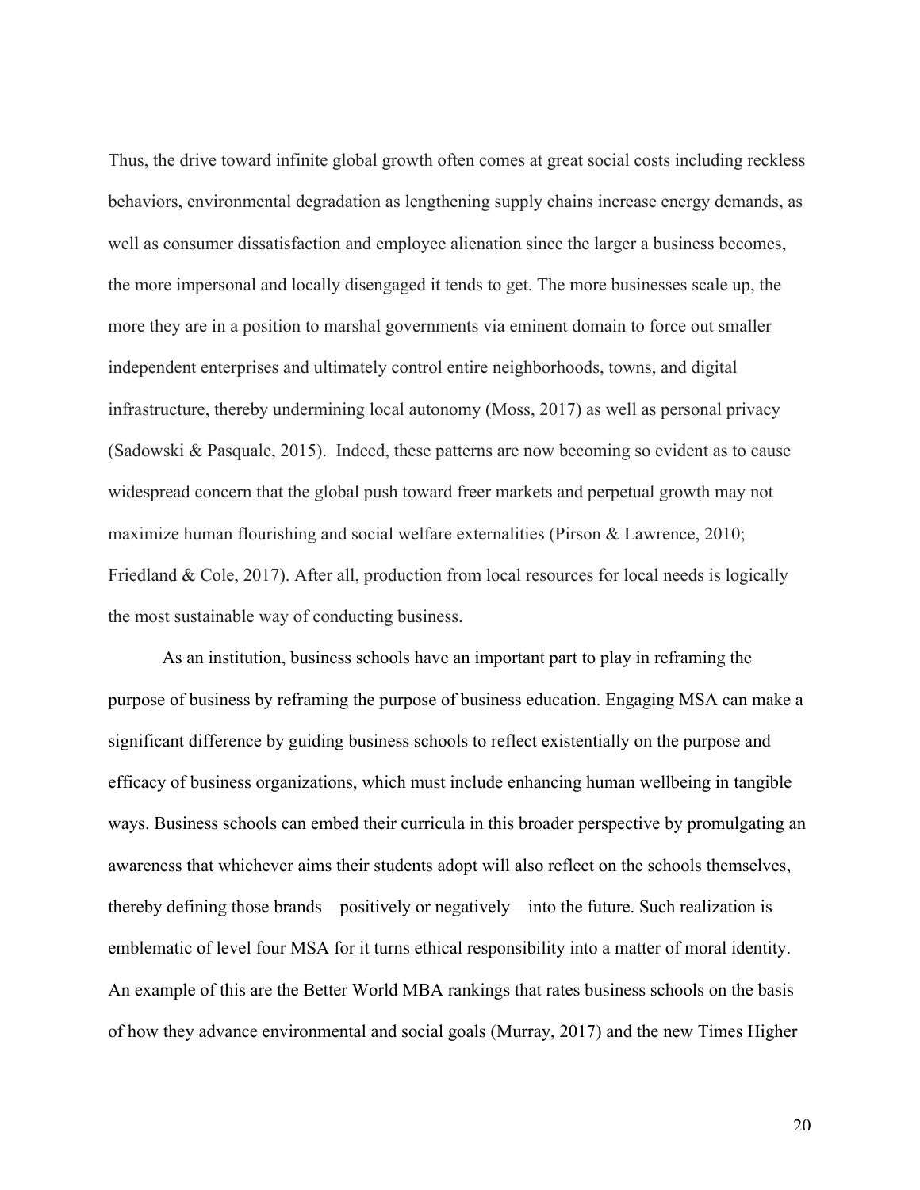Thus, the drive toward infinite global growth often comes at great social costs including reckless behaviors, environmental degradation as lengthening supply chains increase energy demands, as well as consumer dissatisfaction and employee alienation since the larger a business becomes, the more impersonal and locally disengaged it tends to get. The more businesses scale up, the more they are in a position to marshal governments via eminent domain to force out smaller independent enterprises and ultimately control entire neighborhoods, towns, and digital infrastructure, thereby undermining local autonomy (Moss, 2017) as well as personal privacy (Sadowski & Pasquale, 2015). Indeed, these patterns are now becoming so evident as to cause widespread concern that the global push toward freer markets and perpetual growth may not maximize human flourishing and social welfare externalities (Pirson & Lawrence, 2010; Friedland & Cole, 2017). After all, production from local resources for local needs is logically the most sustainable way of conducting business.

As an institution, business schools have an important part to play in reframing the purpose of business by reframing the purpose of business education. Engaging MSA can make a significant difference by guiding business schools to reflect existentially on the purpose and efficacy of business organizations, which must include enhancing human wellbeing in tangible ways. Business schools can embed their curricula in this broader perspective by promulgating an awareness that whichever aims their students adopt will also reflect on the schools themselves, thereby defining those brands—positively or negatively—into the future. Such realization is emblematic of level four MSA for it turns ethical responsibility into a matter of moral identity. An example of this are the Better World MBA rankings that rates business schools on the basis of how they advance environmental and social goals (Murray, 2017) and the new Times Higher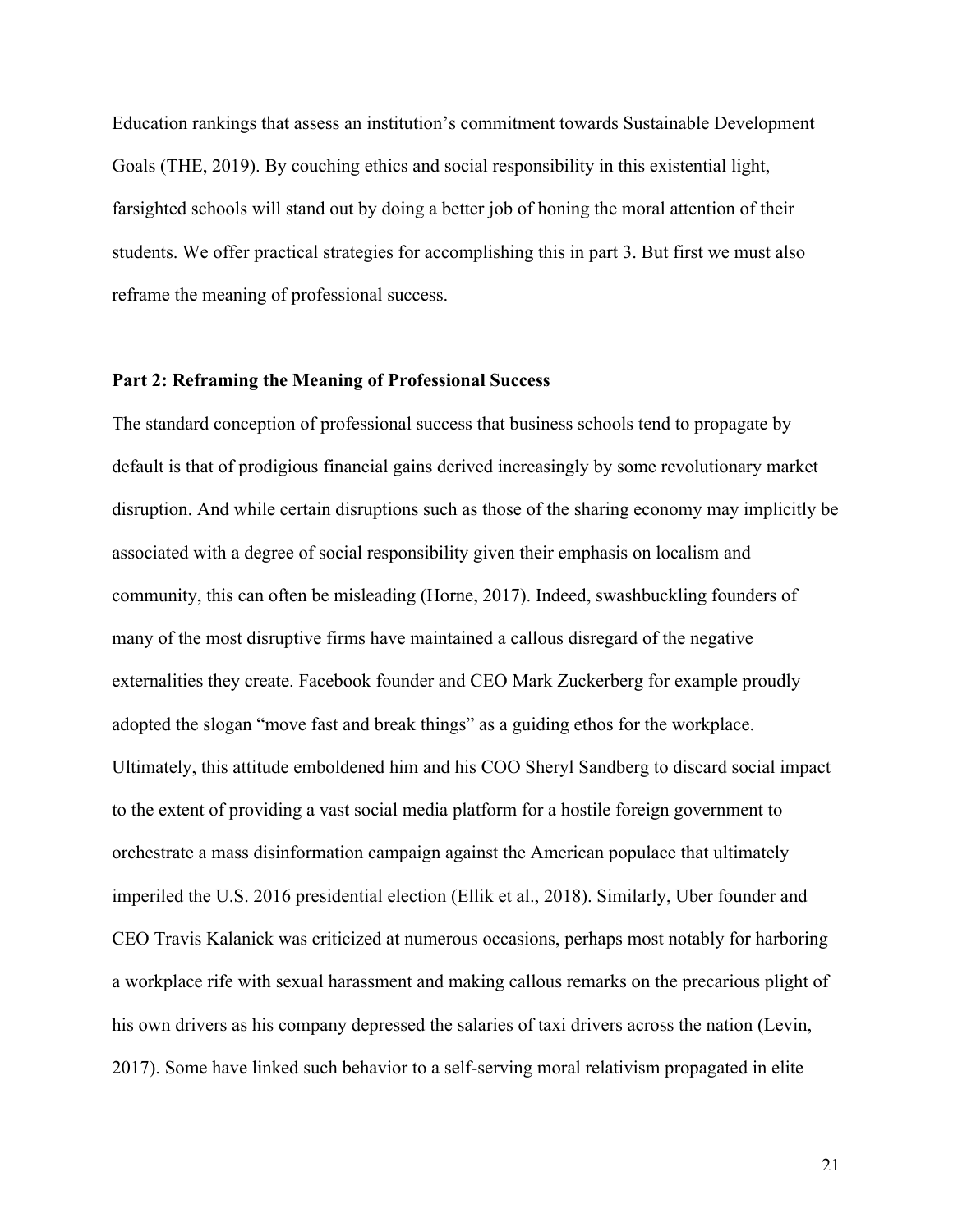Education rankings that assess an institution's commitment towards Sustainable Development Goals (THE, 2019). By couching ethics and social responsibility in this existential light, farsighted schools will stand out by doing a better job of honing the moral attention of their students. We offer practical strategies for accomplishing this in part 3. But first we must also reframe the meaning of professional success.

## Part 2: Reframing the Meaning of Professional Success

The standard conception of professional success that business schools tend to propagate by default is that of prodigious financial gains derived increasingly by some revolutionary market disruption. And while certain disruptions such as those of the sharing economy may implicitly be associated with a degree of social responsibility given their emphasis on localism and community, this can often be misleading (Horne, 2017). Indeed, swashbuckling founders of many of the most disruptive firms have maintained a callous disregard of the negative externalities they create. Facebook founder and CEO Mark Zuckerberg for example proudly adopted the slogan "move fast and break things" as a guiding ethos for the workplace. Ultimately, this attitude emboldened him and his COO Sheryl Sandberg to discard social impact to the extent of providing a vast social media platform for a hostile foreign government to orchestrate a mass disinformation campaign against the American populace that ultimately imperiled the U.S. 2016 presidential election (Ellik et al., 2018). Similarly, Uber founder and CEO Travis Kalanick was criticized at numerous occasions, perhaps most notably for harboring a workplace rife with sexual harassment and making callous remarks on the precarious plight of his own drivers as his company depressed the salaries of taxi drivers across the nation (Levin, 2017). Some have linked such behavior to a self-serving moral relativism propagated in elite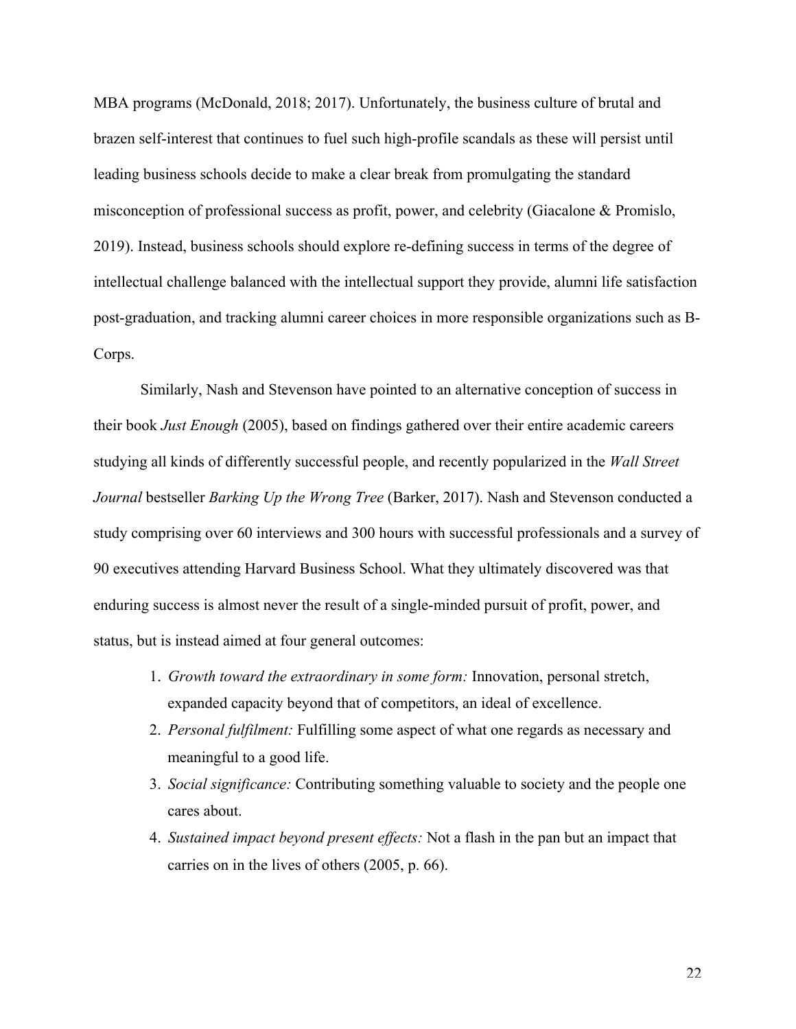MBA programs (McDonald, 2018; 2017). Unfortunately, the business culture of brutal and brazen self-interest that continues to fuel such high-profile scandals as these will persist until leading business schools decide to make a clear break from promulgating the standard misconception of professional success as profit, power, and celebrity (Giacalone & Promislo, 2019). Instead, business schools should explore re-defining success in terms of the degree of intellectual challenge balanced with the intellectual support they provide, alumni life satisfaction post-graduation, and tracking alumni career choices in more responsible organizations such as B-Corps.

Similarly, Nash and Stevenson have pointed to an alternative conception of success in their book *Just Enough* (2005), based on findings gathered over their entire academic careers studying all kinds of differently successful people, and recently popularized in the *Wall Street Journal* bestseller *Barking Up the Wrong Tree* (Barker, 2017). Nash and Stevenson conducted a study comprising over 60 interviews and 300 hours with successful professionals and a survey of 90 executives attending Harvard Business School. What they ultimately discovered was that enduring success is almost never the result of a single-minded pursuit of profit, power, and status, but is instead aimed at four general outcomes:

1. *Growth toward the extraordinary in some form:* Innovation, personal stretch, expanded capacity beyond that of competitors, an ideal of excellence.
2. *Personal fulfilment:* Fulfilling some aspect of what one regards as necessary and meaningful to a good life.
3. *Social significance:* Contributing something valuable to society and the people one cares about.
4. *Sustained impact beyond present effects:* Not a flash in the pan but an impact that carries on in the lives of others (2005, p. 66).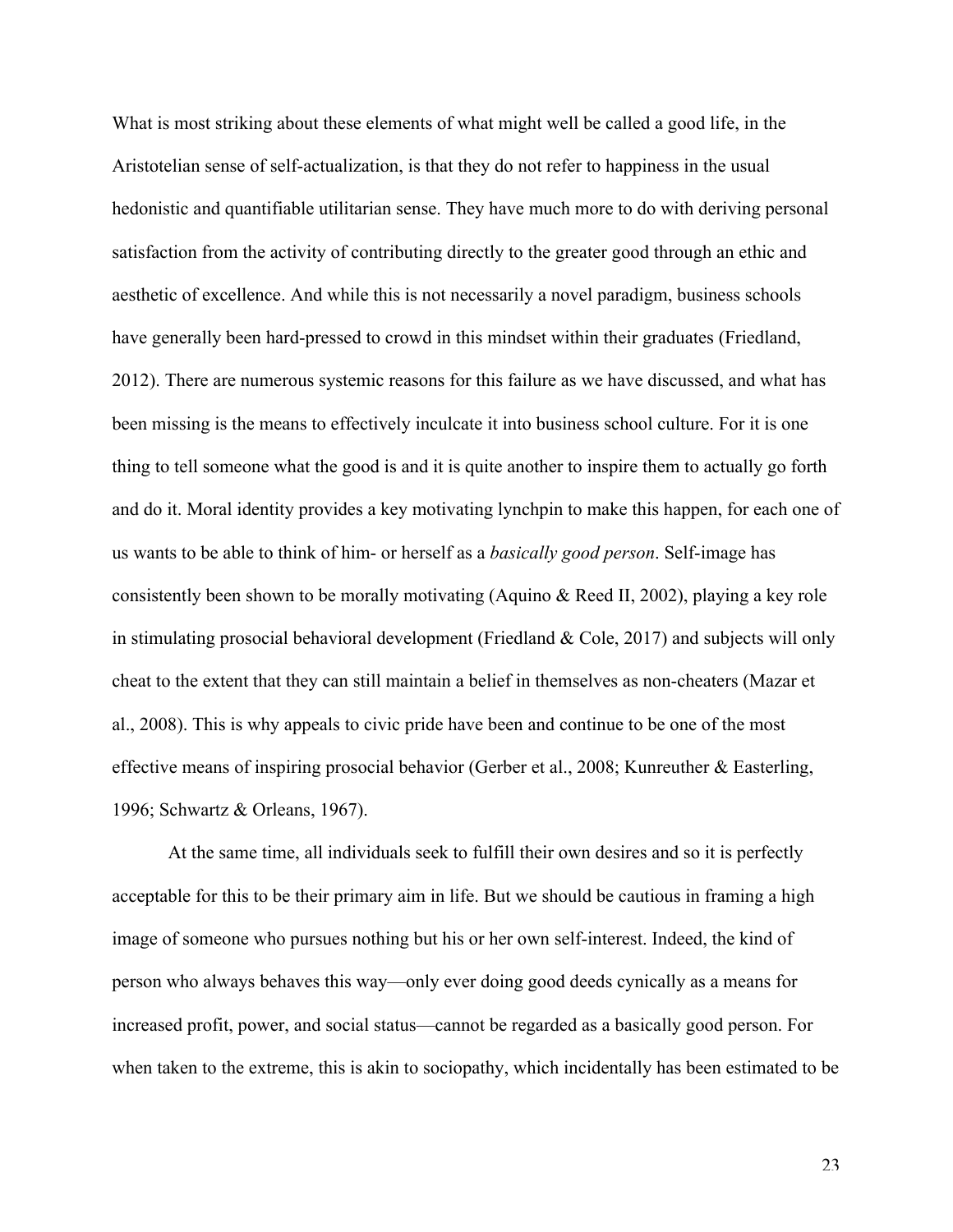What is most striking about these elements of what might well be called a good life, in the Aristotelian sense of self-actualization, is that they do not refer to happiness in the usual hedonistic and quantifiable utilitarian sense. They have much more to do with deriving personal satisfaction from the activity of contributing directly to the greater good through an ethic and aesthetic of excellence. And while this is not necessarily a novel paradigm, business schools have generally been hard-pressed to crowd in this mindset within their graduates (Friedland, 2012). There are numerous systemic reasons for this failure as we have discussed, and what has been missing is the means to effectively inculcate it into business school culture. For it is one thing to tell someone what the good is and it is quite another to inspire them to actually go forth and do it. Moral identity provides a key motivating lynchpin to make this happen, for each one of us wants to be able to think of him- or herself as a *basically good person*. Self-image has consistently been shown to be morally motivating (Aquino & Reed II, 2002), playing a key role in stimulating prosocial behavioral development (Friedland & Cole, 2017) and subjects will only cheat to the extent that they can still maintain a belief in themselves as non-cheaters (Mazar et al., 2008). This is why appeals to civic pride have been and continue to be one of the most effective means of inspiring prosocial behavior (Gerber et al., 2008; Kunreuther & Easterling, 1996; Schwartz & Orleans, 1967).

At the same time, all individuals seek to fulfill their own desires and so it is perfectly acceptable for this to be their primary aim in life. But we should be cautious in framing a high image of someone who pursues nothing but his or her own self-interest. Indeed, the kind of person who always behaves this way—only ever doing good deeds cynically as a means for increased profit, power, and social status—cannot be regarded as a basically good person. For when taken to the extreme, this is akin to sociopathy, which incidentally has been estimated to be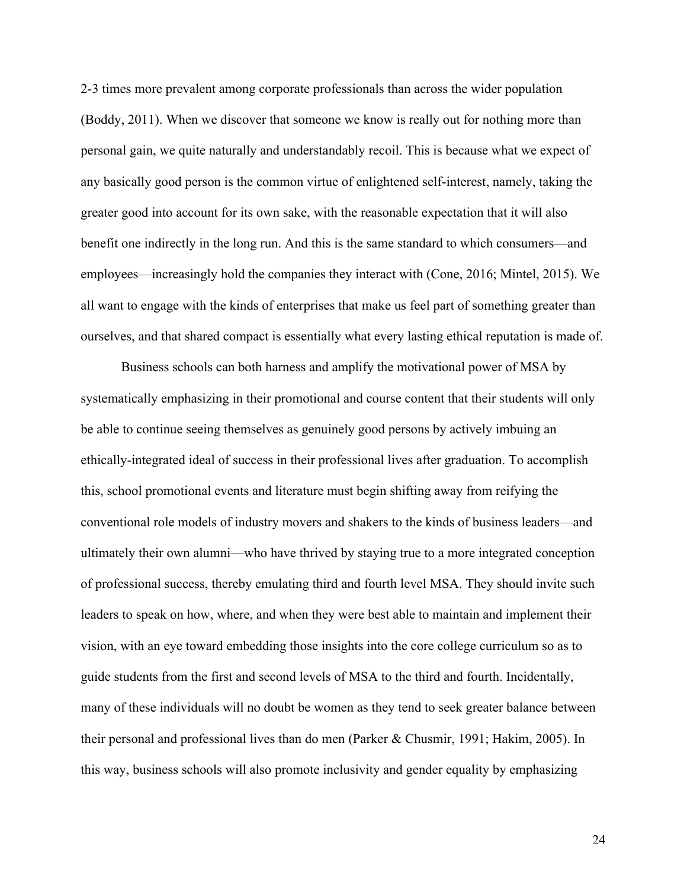2-3 times more prevalent among corporate professionals than across the wider population (Boddy, 2011). When we discover that someone we know is really out for nothing more than personal gain, we quite naturally and understandably recoil. This is because what we expect of any basically good person is the common virtue of enlightened self-interest, namely, taking the greater good into account for its own sake, with the reasonable expectation that it will also benefit one indirectly in the long run. And this is the same standard to which consumers—and employees—increasingly hold the companies they interact with (Cone, 2016; Mintel, 2015). We all want to engage with the kinds of enterprises that make us feel part of something greater than ourselves, and that shared compact is essentially what every lasting ethical reputation is made of.

Business schools can both harness and amplify the motivational power of MSA by systematically emphasizing in their promotional and course content that their students will only be able to continue seeing themselves as genuinely good persons by actively imbuing an ethically-integrated ideal of success in their professional lives after graduation. To accomplish this, school promotional events and literature must begin shifting away from reifying the conventional role models of industry movers and shakers to the kinds of business leaders—and ultimately their own alumni—who have thrived by staying true to a more integrated conception of professional success, thereby emulating third and fourth level MSA. They should invite such leaders to speak on how, where, and when they were best able to maintain and implement their vision, with an eye toward embedding those insights into the core college curriculum so as to guide students from the first and second levels of MSA to the third and fourth. Incidentally, many of these individuals will no doubt be women as they tend to seek greater balance between their personal and professional lives than do men (Parker & Chusmir, 1991; Hakim, 2005). In this way, business schools will also promote inclusivity and gender equality by emphasizing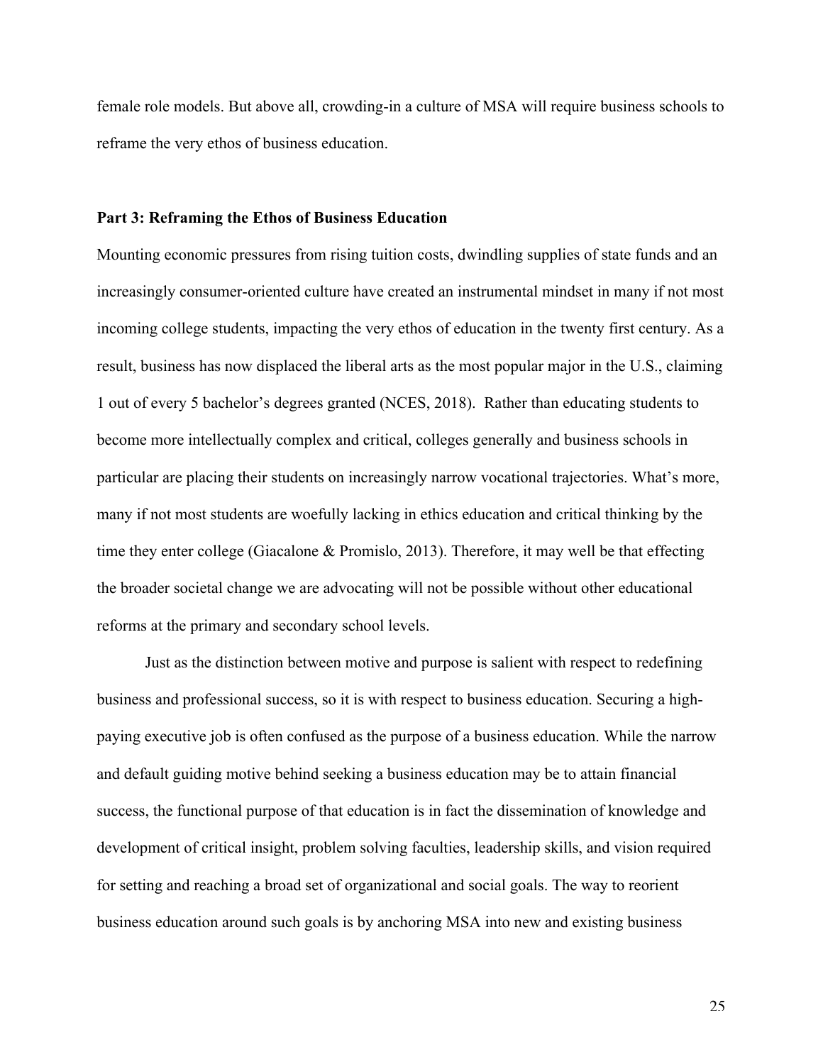female role models. But above all, crowding-in a culture of MSA will require business schools to reframe the very ethos of business education.

## Part 3: Reframing the Ethos of Business Education

Mounting economic pressures from rising tuition costs, dwindling supplies of state funds and an increasingly consumer-oriented culture have created an instrumental mindset in many if not most incoming college students, impacting the very ethos of education in the twenty first century. As a result, business has now displaced the liberal arts as the most popular major in the U.S., claiming 1 out of every 5 bachelor's degrees granted (NCES, 2018). Rather than educating students to become more intellectually complex and critical, colleges generally and business schools in particular are placing their students on increasingly narrow vocational trajectories. What's more, many if not most students are woefully lacking in ethics education and critical thinking by the time they enter college (Giacalone & Promislo, 2013). Therefore, it may well be that effecting the broader societal change we are advocating will not be possible without other educational reforms at the primary and secondary school levels.

Just as the distinction between motive and purpose is salient with respect to redefining business and professional success, so it is with respect to business education. Securing a high-paying executive job is often confused as the purpose of a business education. While the narrow and default guiding motive behind seeking a business education may be to attain financial success, the functional purpose of that education is in fact the dissemination of knowledge and development of critical insight, problem solving faculties, leadership skills, and vision required for setting and reaching a broad set of organizational and social goals. The way to reorient business education around such goals is by anchoring MSA into new and existing business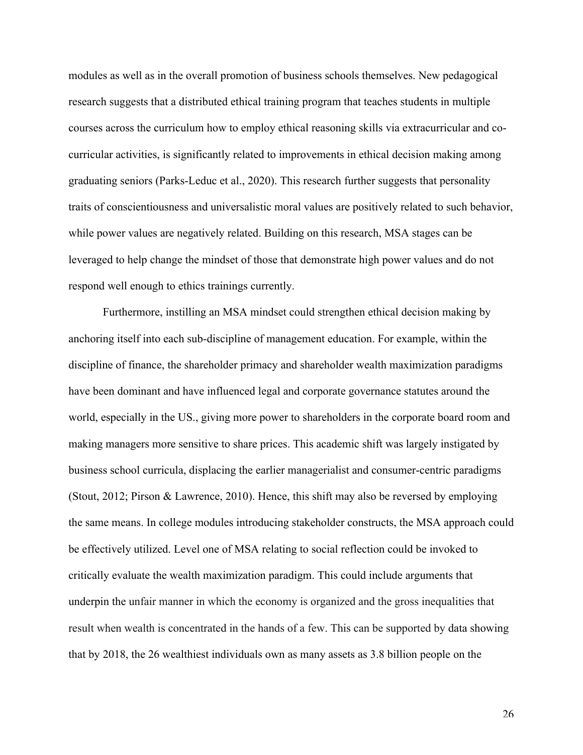modules as well as in the overall promotion of business schools themselves. New pedagogical research suggests that a distributed ethical training program that teaches students in multiple courses across the curriculum how to employ ethical reasoning skills via extracurricular and co-curricular activities, is significantly related to improvements in ethical decision making among graduating seniors (Parks-Leduc et al., 2020). This research further suggests that personality traits of conscientiousness and universalistic moral values are positively related to such behavior, while power values are negatively related. Building on this research, MSA stages can be leveraged to help change the mindset of those that demonstrate high power values and do not respond well enough to ethics trainings currently.

Furthermore, instilling an MSA mindset could strengthen ethical decision making by anchoring itself into each sub-discipline of management education. For example, within the discipline of finance, the shareholder primacy and shareholder wealth maximization paradigms have been dominant and have influenced legal and corporate governance statutes around the world, especially in the US., giving more power to shareholders in the corporate board room and making managers more sensitive to share prices. This academic shift was largely instigated by business school curricula, displacing the earlier managerialist and consumer-centric paradigms (Stout, 2012; Pirson & Lawrence, 2010). Hence, this shift may also be reversed by employing the same means. In college modules introducing stakeholder constructs, the MSA approach could be effectively utilized. Level one of MSA relating to social reflection could be invoked to critically evaluate the wealth maximization paradigm. This could include arguments that underpin the unfair manner in which the economy is organized and the gross inequalities that result when wealth is concentrated in the hands of a few. This can be supported by data showing that by 2018, the 26 wealthiest individuals own as many assets as 3.8 billion people on the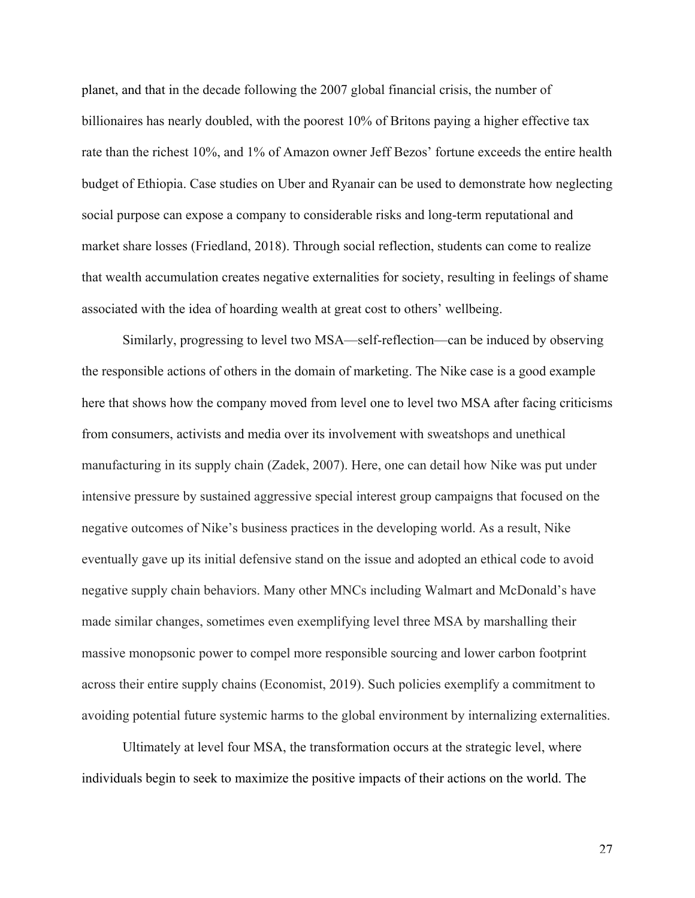planet, and that in the decade following the 2007 global financial crisis, the number of billionaires has nearly doubled, with the poorest 10% of Britons paying a higher effective tax rate than the richest 10%, and 1% of Amazon owner Jeff Bezos' fortune exceeds the entire health budget of Ethiopia. Case studies on Uber and Ryanair can be used to demonstrate how neglecting social purpose can expose a company to considerable risks and long-term reputational and market share losses (Friedland, 2018). Through social reflection, students can come to realize that wealth accumulation creates negative externalities for society, resulting in feelings of shame associated with the idea of hoarding wealth at great cost to others' wellbeing.

Similarly, progressing to level two MSA—self-reflection—can be induced by observing the responsible actions of others in the domain of marketing. The Nike case is a good example here that shows how the company moved from level one to level two MSA after facing criticisms from consumers, activists and media over its involvement with sweatshops and unethical manufacturing in its supply chain (Zadek, 2007). Here, one can detail how Nike was put under intensive pressure by sustained aggressive special interest group campaigns that focused on the negative outcomes of Nike's business practices in the developing world. As a result, Nike eventually gave up its initial defensive stand on the issue and adopted an ethical code to avoid negative supply chain behaviors. Many other MNCs including Walmart and McDonald's have made similar changes, sometimes even exemplifying level three MSA by marshalling their massive monopsonic power to compel more responsible sourcing and lower carbon footprint across their entire supply chains (Economist, 2019). Such policies exemplify a commitment to avoiding potential future systemic harms to the global environment by internalizing externalities.

Ultimately at level four MSA, the transformation occurs at the strategic level, where individuals begin to seek to maximize the positive impacts of their actions on the world. The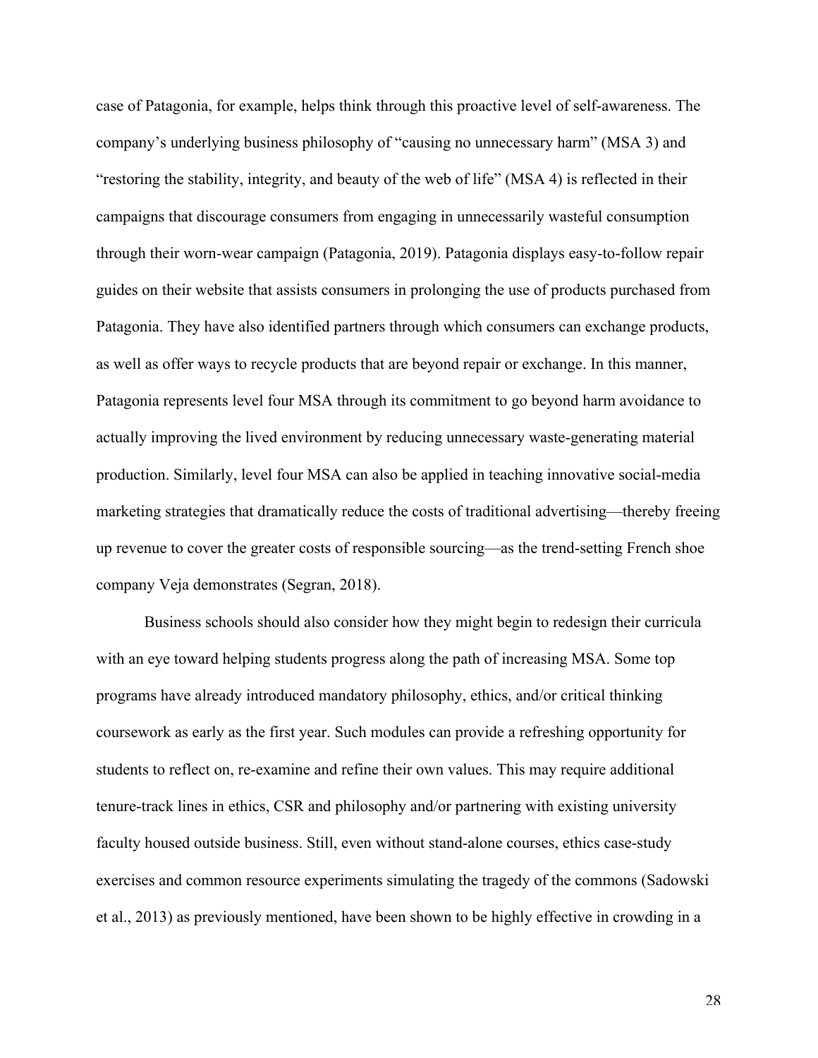case of Patagonia, for example, helps think through this proactive level of self-awareness. The company's underlying business philosophy of "causing no unnecessary harm" (MSA 3) and "restoring the stability, integrity, and beauty of the web of life" (MSA 4) is reflected in their campaigns that discourage consumers from engaging in unnecessarily wasteful consumption through their worn-wear campaign (Patagonia, 2019). Patagonia displays easy-to-follow repair guides on their website that assists consumers in prolonging the use of products purchased from Patagonia. They have also identified partners through which consumers can exchange products, as well as offer ways to recycle products that are beyond repair or exchange. In this manner, Patagonia represents level four MSA through its commitment to go beyond harm avoidance to actually improving the lived environment by reducing unnecessary waste-generating material production. Similarly, level four MSA can also be applied in teaching innovative social-media marketing strategies that dramatically reduce the costs of traditional advertising—thereby freeing up revenue to cover the greater costs of responsible sourcing—as the trend-setting French shoe company Veja demonstrates (Segran, 2018).

Business schools should also consider how they might begin to redesign their curricula with an eye toward helping students progress along the path of increasing MSA. Some top programs have already introduced mandatory philosophy, ethics, and/or critical thinking coursework as early as the first year. Such modules can provide a refreshing opportunity for students to reflect on, re-examine and refine their own values. This may require additional tenure-track lines in ethics, CSR and philosophy and/or partnering with existing university faculty housed outside business. Still, even without stand-alone courses, ethics case-study exercises and common resource experiments simulating the tragedy of the commons (Sadowski et al., 2013) as previously mentioned, have been shown to be highly effective in crowding in a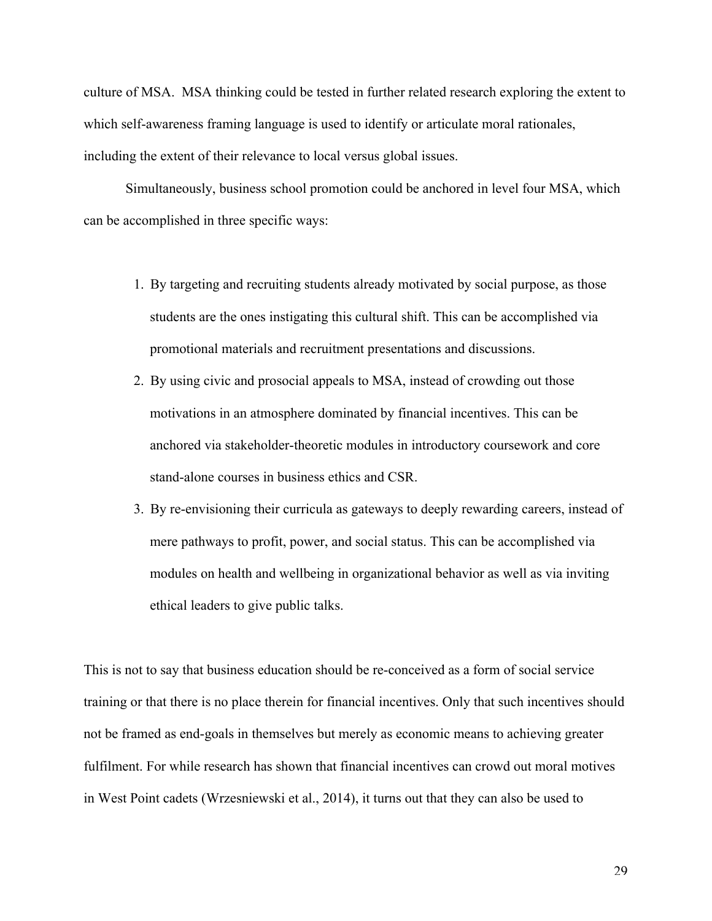culture of MSA. MSA thinking could be tested in further related research exploring the extent to which self-awareness framing language is used to identify or articulate moral rationales, including the extent of their relevance to local versus global issues.

Simultaneously, business school promotion could be anchored in level four MSA, which can be accomplished in three specific ways:

1. By targeting and recruiting students already motivated by social purpose, as those students are the ones instigating this cultural shift. This can be accomplished via promotional materials and recruitment presentations and discussions.
2. By using civic and prosocial appeals to MSA, instead of crowding out those motivations in an atmosphere dominated by financial incentives. This can be anchored via stakeholder-theoretic modules in introductory coursework and core stand-alone courses in business ethics and CSR.
3. By re-envisioning their curricula as gateways to deeply rewarding careers, instead of mere pathways to profit, power, and social status. This can be accomplished via modules on health and wellbeing in organizational behavior as well as via inviting ethical leaders to give public talks.

This is not to say that business education should be re-conceived as a form of social service training or that there is no place therein for financial incentives. Only that such incentives should not be framed as end-goals in themselves but merely as economic means to achieving greater fulfilment. For while research has shown that financial incentives can crowd out moral motives in West Point cadets (Wrzesniewski et al., 2014), it turns out that they can also be used to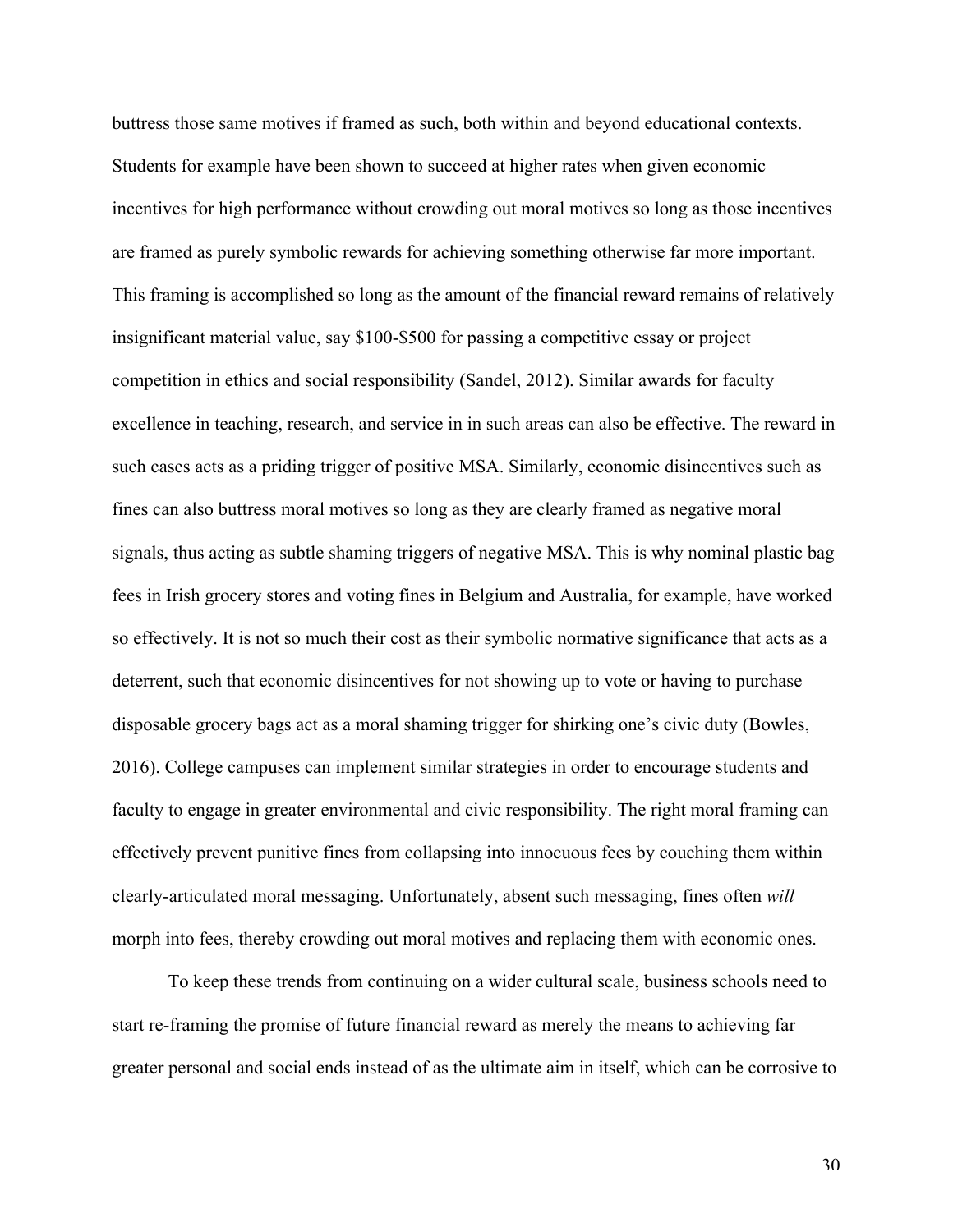buttress those same motives if framed as such, both within and beyond educational contexts. Students for example have been shown to succeed at higher rates when given economic incentives for high performance without crowding out moral motives so long as those incentives are framed as purely symbolic rewards for achieving something otherwise far more important. This framing is accomplished so long as the amount of the financial reward remains of relatively insignificant material value, say $100-$500 for passing a competitive essay or project competition in ethics and social responsibility (Sandel, 2012). Similar awards for faculty excellence in teaching, research, and service in in such areas can also be effective. The reward in such cases acts as a priding trigger of positive MSA. Similarly, economic disincentives such as fines can also buttress moral motives so long as they are clearly framed as negative moral signals, thus acting as subtle shaming triggers of negative MSA. This is why nominal plastic bag fees in Irish grocery stores and voting fines in Belgium and Australia, for example, have worked so effectively. It is not so much their cost as their symbolic normative significance that acts as a deterrent, such that economic disincentives for not showing up to vote or having to purchase disposable grocery bags act as a moral shaming trigger for shirking one's civic duty (Bowles, 2016). College campuses can implement similar strategies in order to encourage students and faculty to engage in greater environmental and civic responsibility. The right moral framing can effectively prevent punitive fines from collapsing into innocuous fees by couching them within clearly-articulated moral messaging. Unfortunately, absent such messaging, fines often *will* morph into fees, thereby crowding out moral motives and replacing them with economic ones.

To keep these trends from continuing on a wider cultural scale, business schools need to start re-framing the promise of future financial reward as merely the means to achieving far greater personal and social ends instead of as the ultimate aim in itself, which can be corrosive to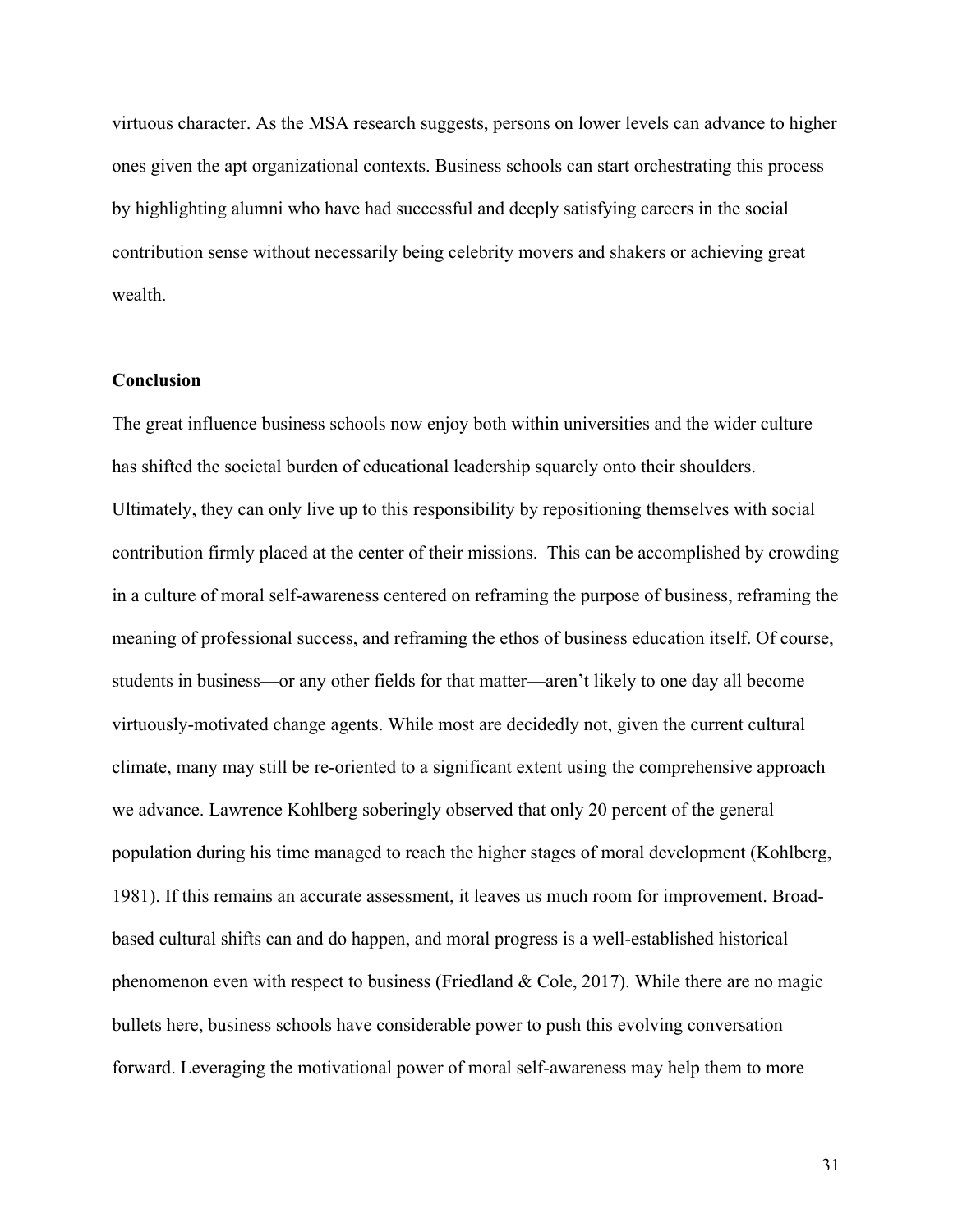virtuous character. As the MSA research suggests, persons on lower levels can advance to higher ones given the apt organizational contexts. Business schools can start orchestrating this process by highlighting alumni who have had successful and deeply satisfying careers in the social contribution sense without necessarily being celebrity movers and shakers or achieving great wealth.

## Conclusion

The great influence business schools now enjoy both within universities and the wider culture has shifted the societal burden of educational leadership squarely onto their shoulders. Ultimately, they can only live up to this responsibility by repositioning themselves with social contribution firmly placed at the center of their missions. This can be accomplished by crowding in a culture of moral self-awareness centered on reframing the purpose of business, reframing the meaning of professional success, and reframing the ethos of business education itself. Of course, students in business—or any other fields for that matter—aren't likely to one day all become virtuously-motivated change agents. While most are decidedly not, given the current cultural climate, many may still be re-oriented to a significant extent using the comprehensive approach we advance. Lawrence Kohlberg soberingly observed that only 20 percent of the general population during his time managed to reach the higher stages of moral development (Kohlberg, 1981). If this remains an accurate assessment, it leaves us much room for improvement. Broad-based cultural shifts can and do happen, and moral progress is a well-established historical phenomenon even with respect to business (Friedland & Cole, 2017). While there are no magic bullets here, business schools have considerable power to push this evolving conversation forward. Leveraging the motivational power of moral self-awareness may help them to more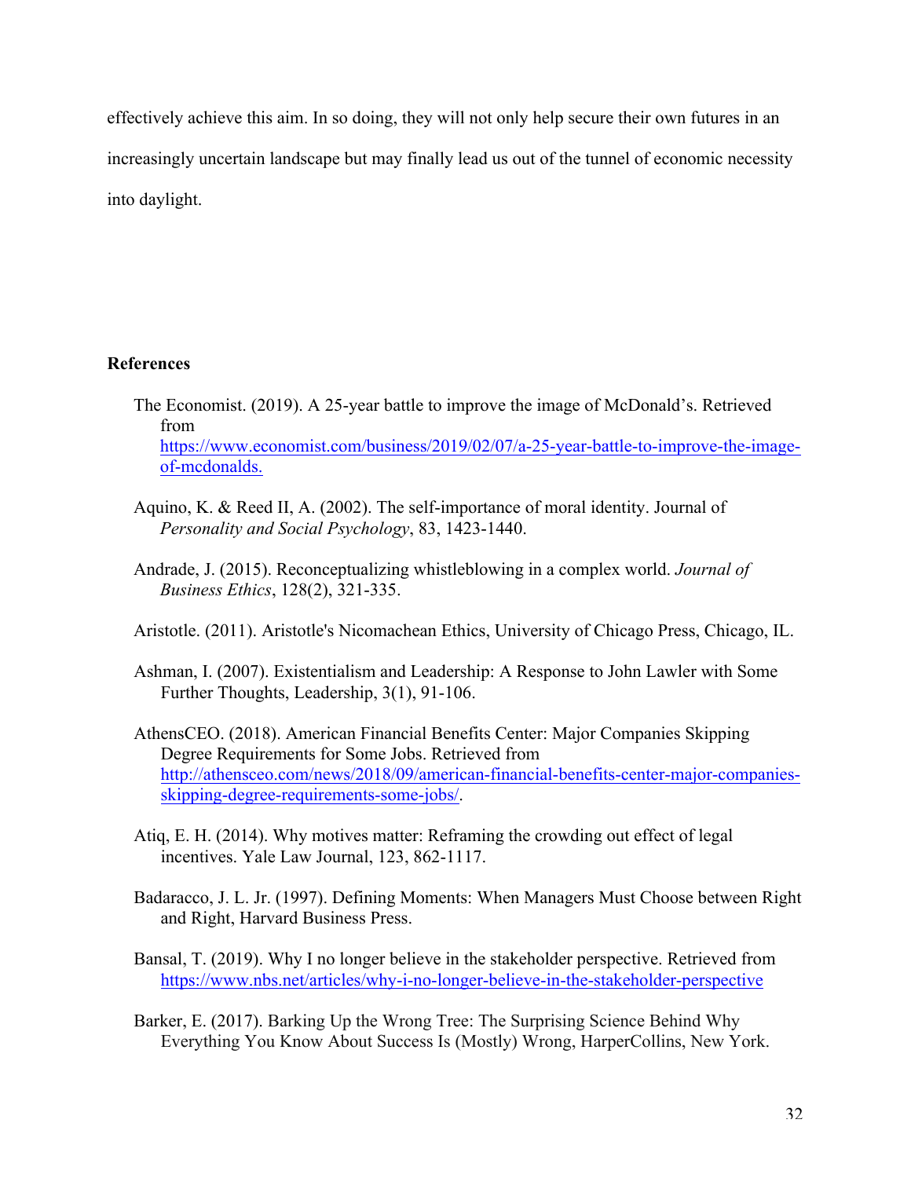effectively achieve this aim. In so doing, they will not only help secure their own futures in an increasingly uncertain landscape but may finally lead us out of the tunnel of economic necessity into daylight.

**References**

The Economist. (2019). A 25-year battle to improve the image of McDonald's. Retrieved from https://www.economist.com/business/2019/02/07/a-25-year-battle-to-improve-the-image-of-mcdonalds.

Aquino, K. & Reed II, A. (2002). The self-importance of moral identity. Journal of *Personality and Social Psychology*, 83, 1423-1440.

Andrade, J. (2015). Reconceptualizing whistleblowing in a complex world. *Journal of Business Ethics*, 128(2), 321-335.

Aristotle. (2011). Aristotle's Nicomachean Ethics, University of Chicago Press, Chicago, IL.

Ashman, I. (2007). Existentialism and Leadership: A Response to John Lawler with Some Further Thoughts, Leadership, 3(1), 91-106.

AthensCEO. (2018). American Financial Benefits Center: Major Companies Skipping Degree Requirements for Some Jobs. Retrieved from http://athensceo.com/news/2018/09/american-financial-benefits-center-major-companies-skipping-degree-requirements-some-jobs/.

Atiq, E. H. (2014). Why motives matter: Reframing the crowding out effect of legal incentives. Yale Law Journal, 123, 862-1117.

Badaracco, J. L. Jr. (1997). Defining Moments: When Managers Must Choose between Right and Right, Harvard Business Press.

Bansal, T. (2019). Why I no longer believe in the stakeholder perspective. Retrieved from https://www.nbs.net/articles/why-i-no-longer-believe-in-the-stakeholder-perspective

Barker, E. (2017). Barking Up the Wrong Tree: The Surprising Science Behind Why Everything You Know About Success Is (Mostly) Wrong, HarperCollins, New York.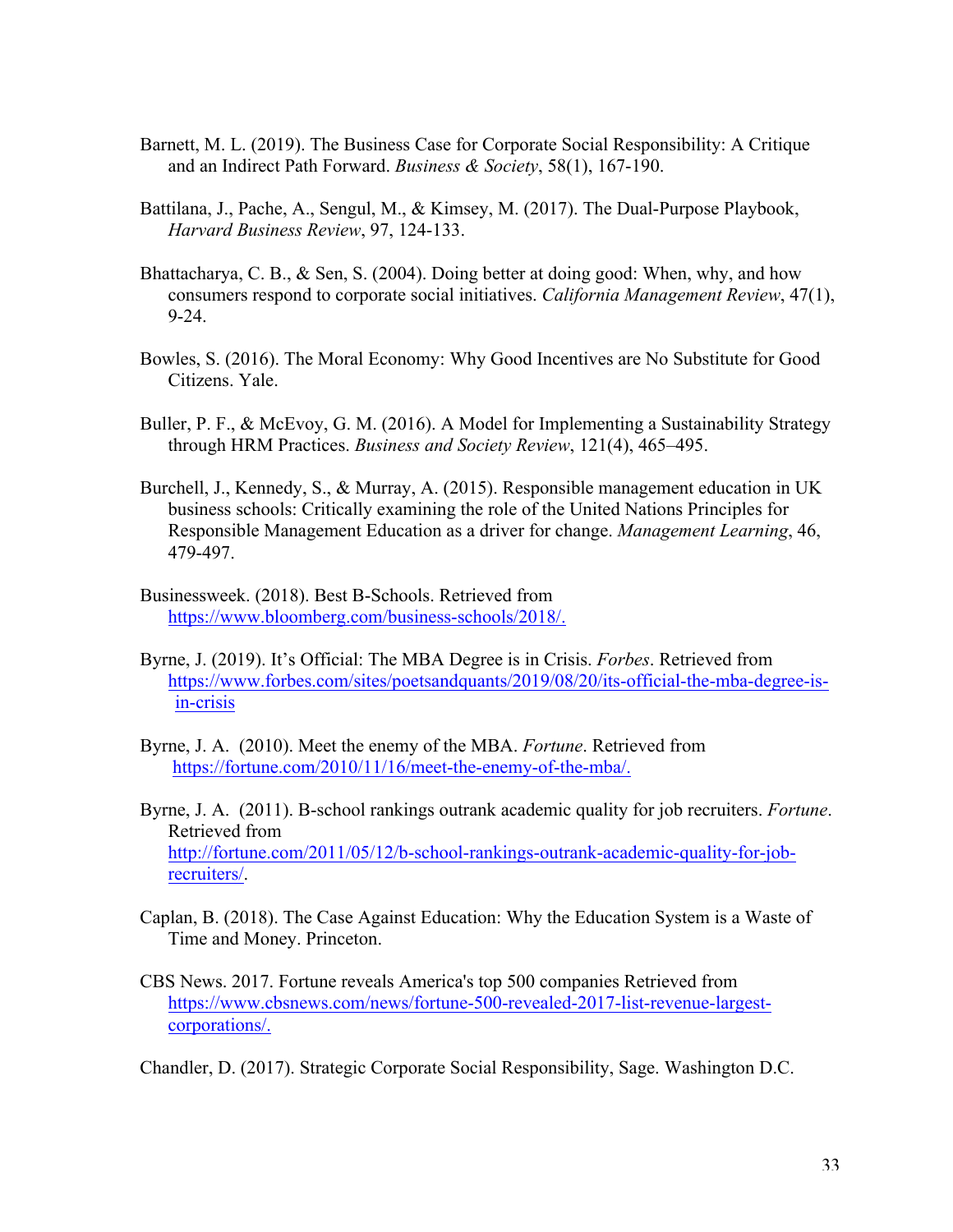Barnett, M. L. (2019). The Business Case for Corporate Social Responsibility: A Critique and an Indirect Path Forward. *Business & Society*, 58(1), 167-190.

Battilana, J., Pache, A., Sengul, M., & Kimsey, M. (2017). The Dual-Purpose Playbook, *Harvard Business Review*, 97, 124-133.

Bhattacharya, C. B., & Sen, S. (2004). Doing better at doing good: When, why, and how consumers respond to corporate social initiatives. *California Management Review*, 47(1), 9-24.

Bowles, S. (2016). The Moral Economy: Why Good Incentives are No Substitute for Good Citizens. Yale.

Buller, P. F., & McEvoy, G. M. (2016). A Model for Implementing a Sustainability Strategy through HRM Practices. *Business and Society Review*, 121(4), 465–495.

Burchell, J., Kennedy, S., & Murray, A. (2015). Responsible management education in UK business schools: Critically examining the role of the United Nations Principles for Responsible Management Education as a driver for change. *Management Learning*, 46, 479-497.

Businessweek. (2018). Best B-Schools. Retrieved from https://www.bloomberg.com/business-schools/2018/.

Byrne, J. (2019). It's Official: The MBA Degree is in Crisis. *Forbes*. Retrieved from https://www.forbes.com/sites/poetsandquants/2019/08/20/its-official-the-mba-degree-is-in-crisis

Byrne, J. A. (2010). Meet the enemy of the MBA. *Fortune*. Retrieved from https://fortune.com/2010/11/16/meet-the-enemy-of-the-mba/.

Byrne, J. A. (2011). B-school rankings outrank academic quality for job recruiters. *Fortune*. Retrieved from http://fortune.com/2011/05/12/b-school-rankings-outrank-academic-quality-for-job-recruiters/.

Caplan, B. (2018). The Case Against Education: Why the Education System is a Waste of Time and Money. Princeton.

CBS News. 2017. Fortune reveals America's top 500 companies Retrieved from https://www.cbsnews.com/news/fortune-500-revealed-2017-list-revenue-largest-corporations/.

Chandler, D. (2017). Strategic Corporate Social Responsibility, Sage. Washington D.C.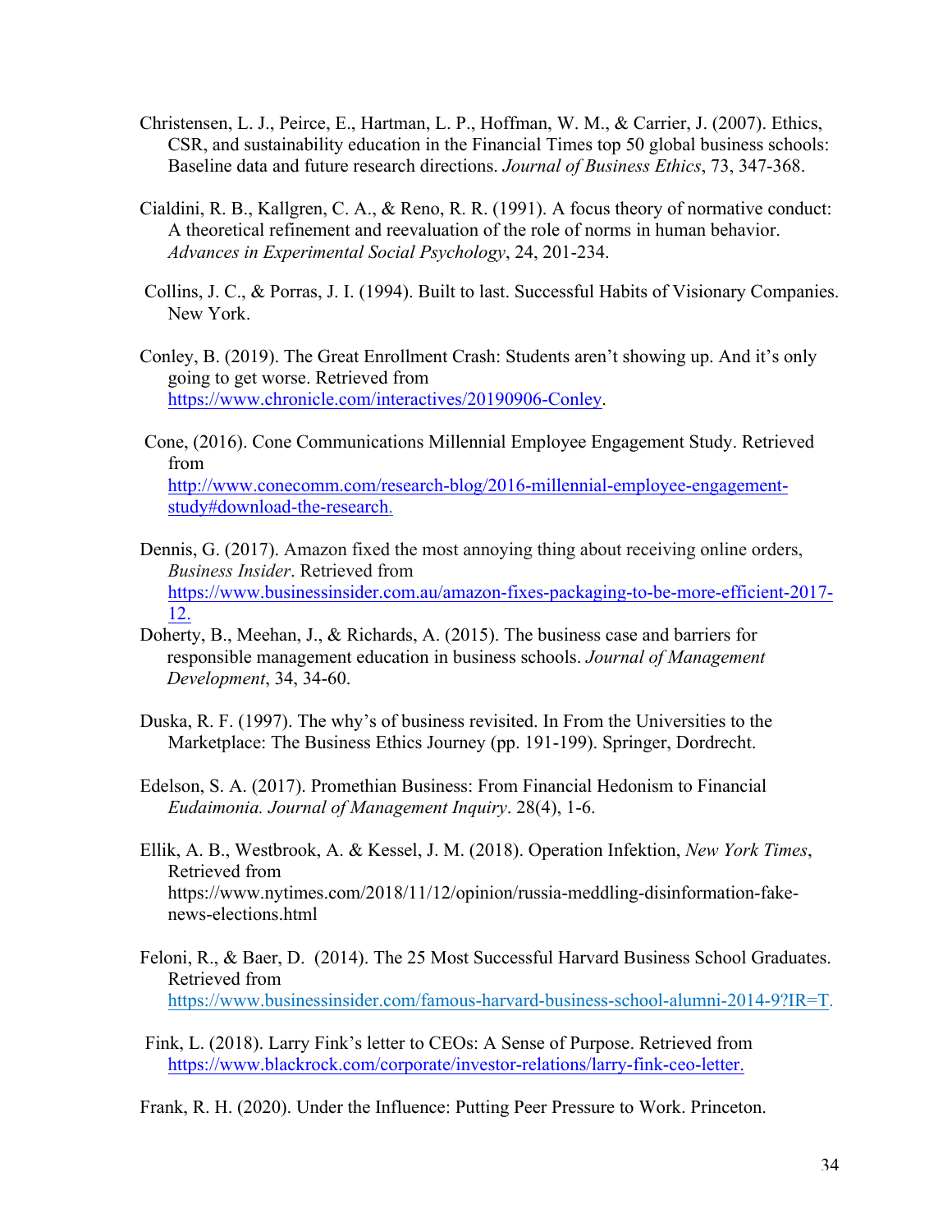Christensen, L. J., Peirce, E., Hartman, L. P., Hoffman, W. M., & Carrier, J. (2007). Ethics, CSR, and sustainability education in the Financial Times top 50 global business schools: Baseline data and future research directions. *Journal of Business Ethics*, 73, 347-368.

Cialdini, R. B., Kallgren, C. A., & Reno, R. R. (1991). A focus theory of normative conduct: A theoretical refinement and reevaluation of the role of norms in human behavior. *Advances in Experimental Social Psychology*, 24, 201-234.

Collins, J. C., & Porras, J. I. (1994). Built to last. Successful Habits of Visionary Companies. New York.

Conley, B. (2019). The Great Enrollment Crash: Students aren't showing up. And it's only going to get worse. Retrieved from https://www.chronicle.com/interactives/20190906-Conley.

Cone, (2016). Cone Communications Millennial Employee Engagement Study. Retrieved from http://www.conecomm.com/research-blog/2016-millennial-employee-engagement-study#download-the-research.

Dennis, G. (2017). Amazon fixed the most annoying thing about receiving online orders, *Business Insider*. Retrieved from https://www.businessinsider.com.au/amazon-fixes-packaging-to-be-more-efficient-2017-12.

Doherty, B., Meehan, J., & Richards, A. (2015). The business case and barriers for responsible management education in business schools. *Journal of Management Development*, 34, 34-60.

Duska, R. F. (1997). The why's of business revisited. In From the Universities to the Marketplace: The Business Ethics Journey (pp. 191-199). Springer, Dordrecht.

Edelson, S. A. (2017). Promethian Business: From Financial Hedonism to Financial *Eudaimonia. Journal of Management Inquiry*. 28(4), 1-6.

Ellik, A. B., Westbrook, A. & Kessel, J. M. (2018). Operation Infektion, *New York Times*, Retrieved from https://www.nytimes.com/2018/11/12/opinion/russia-meddling-disinformation-fake-news-elections.html

Feloni, R., & Baer, D. (2014). The 25 Most Successful Harvard Business School Graduates. Retrieved from https://www.businessinsider.com/famous-harvard-business-school-alumni-2014-9?IR=T.

Fink, L. (2018). Larry Fink's letter to CEOs: A Sense of Purpose. Retrieved from https://www.blackrock.com/corporate/investor-relations/larry-fink-ceo-letter.

Frank, R. H. (2020). Under the Influence: Putting Peer Pressure to Work. Princeton.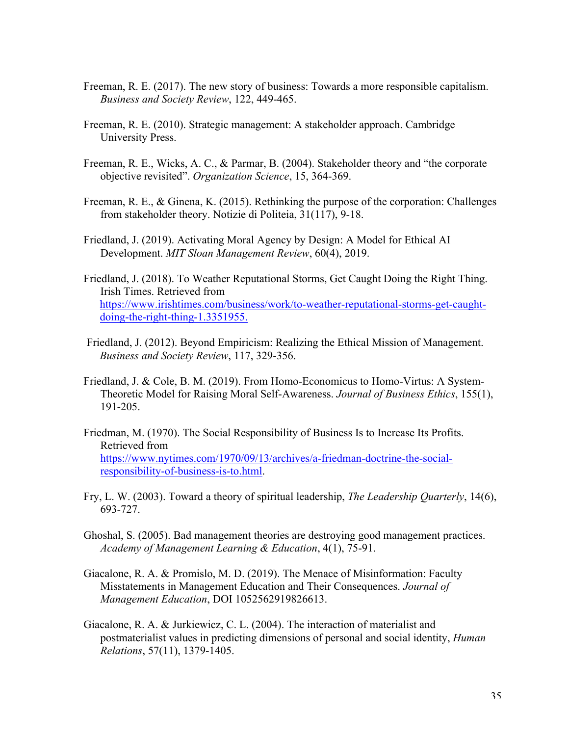Freeman, R. E. (2017). The new story of business: Towards a more responsible capitalism. *Business and Society Review*, 122, 449-465.

Freeman, R. E. (2010). Strategic management: A stakeholder approach. Cambridge University Press.

Freeman, R. E., Wicks, A. C., & Parmar, B. (2004). Stakeholder theory and "the corporate objective revisited". *Organization Science*, 15, 364-369.

Freeman, R. E., & Ginena, K. (2015). Rethinking the purpose of the corporation: Challenges from stakeholder theory. Notizie di Politeia, 31(117), 9-18.

Friedland, J. (2019). Activating Moral Agency by Design: A Model for Ethical AI Development. *MIT Sloan Management Review*, 60(4), 2019.

Friedland, J. (2018). To Weather Reputational Storms, Get Caught Doing the Right Thing. Irish Times. Retrieved from [https://www.irishtimes.com/business/work/to-weather-reputational-storms-get-caught-doing-the-right-thing-1.3351955.](https://www.irishtimes.com/business/work/to-weather-reputational-storms-get-caught-doing-the-right-thing-1.3351955)

Friedland, J. (2012). Beyond Empiricism: Realizing the Ethical Mission of Management. *Business and Society Review*, 117, 329-356.

Friedland, J. & Cole, B. M. (2019). From Homo-Economicus to Homo-Virtus: A System-Theoretic Model for Raising Moral Self-Awareness. *Journal of Business Ethics*, 155(1), 191-205.

Friedman, M. (1970). The Social Responsibility of Business Is to Increase Its Profits. Retrieved from [https://www.nytimes.com/1970/09/13/archives/a-friedman-doctrine-the-social-responsibility-of-business-is-to.html](https://www.nytimes.com/1970/09/13/archives/a-friedman-doctrine-the-social-responsibility-of-business-is-to.html).

Fry, L. W. (2003). Toward a theory of spiritual leadership, *The Leadership Quarterly*, 14(6), 693-727.

Ghoshal, S. (2005). Bad management theories are destroying good management practices. *Academy of Management Learning & Education*, 4(1), 75-91.

Giacalone, R. A. & Promislo, M. D. (2019). The Menace of Misinformation: Faculty Misstatements in Management Education and Their Consequences. *Journal of Management Education*, DOI 1052562919826613.

Giacalone, R. A. & Jurkiewicz, C. L. (2004). The interaction of materialist and postmaterialist values in predicting dimensions of personal and social identity, *Human Relations*, 57(11), 1379-1405.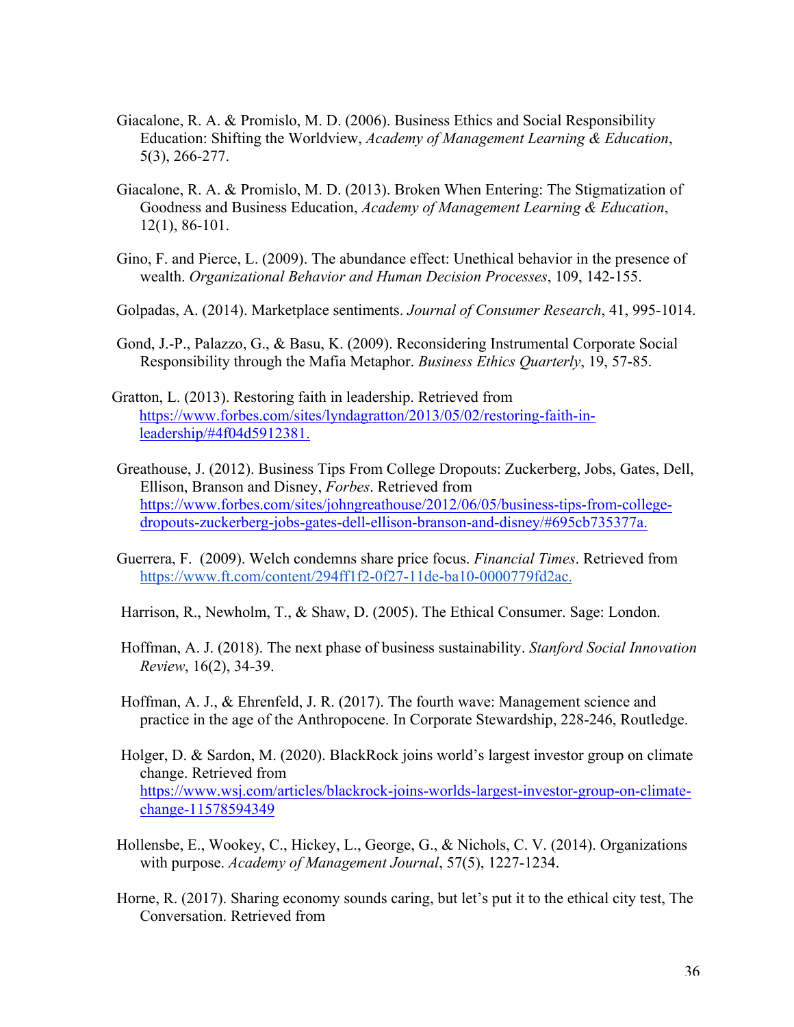Giacalone, R. A. & Promislo, M. D. (2006). Business Ethics and Social Responsibility Education: Shifting the Worldview, *Academy of Management Learning & Education*, 5(3), 266-277.

Giacalone, R. A. & Promislo, M. D. (2013). Broken When Entering: The Stigmatization of Goodness and Business Education, *Academy of Management Learning & Education*, 12(1), 86-101.

Gino, F. and Pierce, L. (2009). The abundance effect: Unethical behavior in the presence of wealth. *Organizational Behavior and Human Decision Processes*, 109, 142-155.

Golpadas, A. (2014). Marketplace sentiments. *Journal of Consumer Research*, 41, 995-1014.

Gond, J.-P., Palazzo, G., & Basu, K. (2009). Reconsidering Instrumental Corporate Social Responsibility through the Mafia Metaphor. *Business Ethics Quarterly*, 19, 57-85.

Gratton, L. (2013). Restoring faith in leadership. Retrieved from https://www.forbes.com/sites/lyndagratton/2013/05/02/restoring-faith-in-leadership/#4f04d5912381.

Greathouse, J. (2012). Business Tips From College Dropouts: Zuckerberg, Jobs, Gates, Dell, Ellison, Branson and Disney, *Forbes*. Retrieved from https://www.forbes.com/sites/johngreathouse/2012/06/05/business-tips-from-college-dropouts-zuckerberg-jobs-gates-dell-ellison-branson-and-disney/#695cb735377a.

Guerrera, F. (2009). Welch condemns share price focus. *Financial Times*. Retrieved from https://www.ft.com/content/294ff1f2-0f27-11de-ba10-0000779fd2ac.

Harrison, R., Newholm, T., & Shaw, D. (2005). The Ethical Consumer. Sage: London.

Hoffman, A. J. (2018). The next phase of business sustainability. *Stanford Social Innovation Review*, 16(2), 34-39.

Hoffman, A. J., & Ehrenfeld, J. R. (2017). The fourth wave: Management science and practice in the age of the Anthropocene. In Corporate Stewardship, 228-246, Routledge.

Holger, D. & Sardon, M. (2020). BlackRock joins world's largest investor group on climate change. Retrieved from https://www.wsj.com/articles/blackrock-joins-worlds-largest-investor-group-on-climate-change-11578594349

Hollensbe, E., Wookey, C., Hickey, L., George, G., & Nichols, C. V. (2014). Organizations with purpose. *Academy of Management Journal*, 57(5), 1227-1234.

Horne, R. (2017). Sharing economy sounds caring, but let's put it to the ethical city test, The Conversation. Retrieved from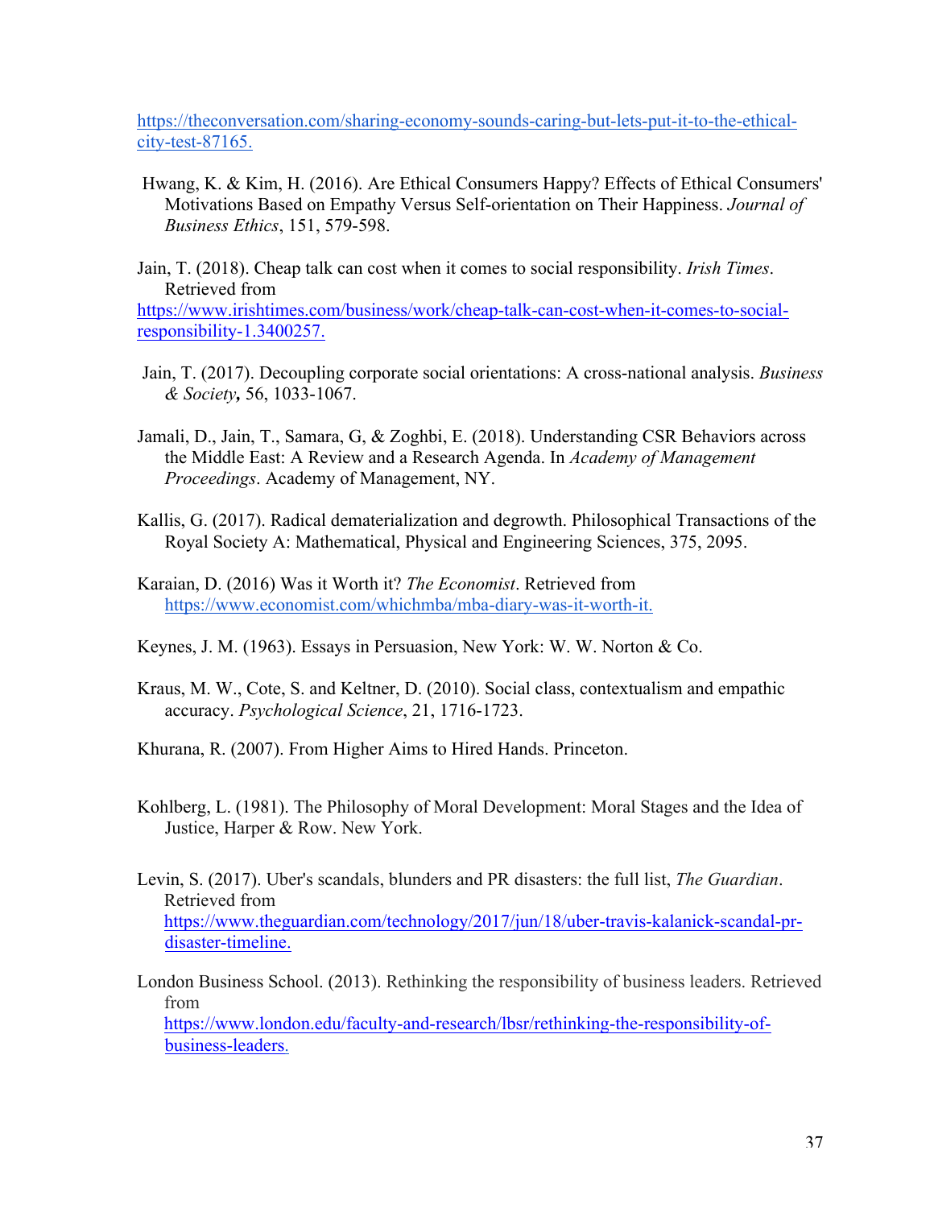https://theconversation.com/sharing-economy-sounds-caring-but-lets-put-it-to-the-ethical-city-test-87165.

Hwang, K. & Kim, H. (2016). Are Ethical Consumers Happy? Effects of Ethical Consumers' Motivations Based on Empathy Versus Self-orientation on Their Happiness. *Journal of Business Ethics*, 151, 579-598.

Jain, T. (2018). Cheap talk can cost when it comes to social responsibility. *Irish Times*. Retrieved from https://www.irishtimes.com/business/work/cheap-talk-can-cost-when-it-comes-to-social-responsibility-1.3400257.

Jain, T. (2017). Decoupling corporate social orientations: A cross-national analysis. *Business & Society,* 56, 1033-1067.

Jamali, D., Jain, T., Samara, G, & Zoghbi, E. (2018). Understanding CSR Behaviors across the Middle East: A Review and a Research Agenda. In *Academy of Management Proceedings*. Academy of Management, NY.

Kallis, G. (2017). Radical dematerialization and degrowth. Philosophical Transactions of the Royal Society A: Mathematical, Physical and Engineering Sciences, 375, 2095.

Karaian, D. (2016) Was it Worth it? *The Economist*. Retrieved from https://www.economist.com/whichmba/mba-diary-was-it-worth-it.

Keynes, J. M. (1963). Essays in Persuasion, New York: W. W. Norton & Co.

Kraus, M. W., Cote, S. and Keltner, D. (2010). Social class, contextualism and empathic accuracy. *Psychological Science*, 21, 1716-1723.

Khurana, R. (2007). From Higher Aims to Hired Hands. Princeton.

Kohlberg, L. (1981). The Philosophy of Moral Development: Moral Stages and the Idea of Justice, Harper & Row. New York.

Levin, S. (2017). Uber's scandals, blunders and PR disasters: the full list, *The Guardian*. Retrieved from https://www.theguardian.com/technology/2017/jun/18/uber-travis-kalanick-scandal-pr-disaster-timeline.

London Business School. (2013). Rethinking the responsibility of business leaders. Retrieved from https://www.london.edu/faculty-and-research/lbsr/rethinking-the-responsibility-of-business-leaders.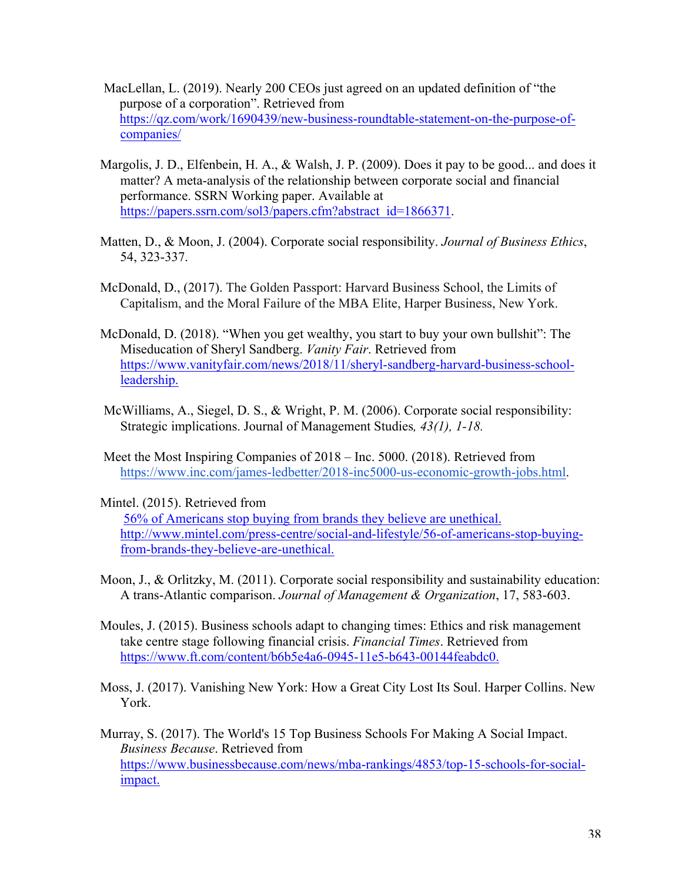MacLellan, L. (2019). Nearly 200 CEOs just agreed on an updated definition of "the purpose of a corporation". Retrieved from https://qz.com/work/1690439/new-business-roundtable-statement-on-the-purpose-of-companies/

Margolis, J. D., Elfenbein, H. A., & Walsh, J. P. (2009). Does it pay to be good... and does it matter? A meta-analysis of the relationship between corporate social and financial performance. SSRN Working paper. Available at https://papers.ssrn.com/sol3/papers.cfm?abstract_id=1866371.

Matten, D., & Moon, J. (2004). Corporate social responsibility. *Journal of Business Ethics*, 54, 323-337.

McDonald, D., (2017). The Golden Passport: Harvard Business School, the Limits of Capitalism, and the Moral Failure of the MBA Elite, Harper Business, New York.

McDonald, D. (2018). "When you get wealthy, you start to buy your own bullshit": The Miseducation of Sheryl Sandberg. *Vanity Fair*. Retrieved from https://www.vanityfair.com/news/2018/11/sheryl-sandberg-harvard-business-school-leadership.

McWilliams, A., Siegel, D. S., & Wright, P. M. (2006). Corporate social responsibility: Strategic implications. Journal of Management Studies*, 43(1), 1-18.*

Meet the Most Inspiring Companies of 2018 – Inc. 5000. (2018). Retrieved from https://www.inc.com/james-ledbetter/2018-inc5000-us-economic-growth-jobs.html.

Mintel. (2015). Retrieved from 56% of Americans stop buying from brands they believe are unethical. http://www.mintel.com/press-centre/social-and-lifestyle/56-of-americans-stop-buying-from-brands-they-believe-are-unethical.

Moon, J., & Orlitzky, M. (2011). Corporate social responsibility and sustainability education: A trans-Atlantic comparison. *Journal of Management & Organization*, 17, 583-603.

Moules, J. (2015). Business schools adapt to changing times: Ethics and risk management take centre stage following financial crisis. *Financial Times*. Retrieved from https://www.ft.com/content/b6b5e4a6-0945-11e5-b643-00144feabdc0.

Moss, J. (2017). Vanishing New York: How a Great City Lost Its Soul. Harper Collins. New York.

Murray, S. (2017). The World's 15 Top Business Schools For Making A Social Impact. *Business Because*. Retrieved from https://www.businessbecause.com/news/mba-rankings/4853/top-15-schools-for-social-impact.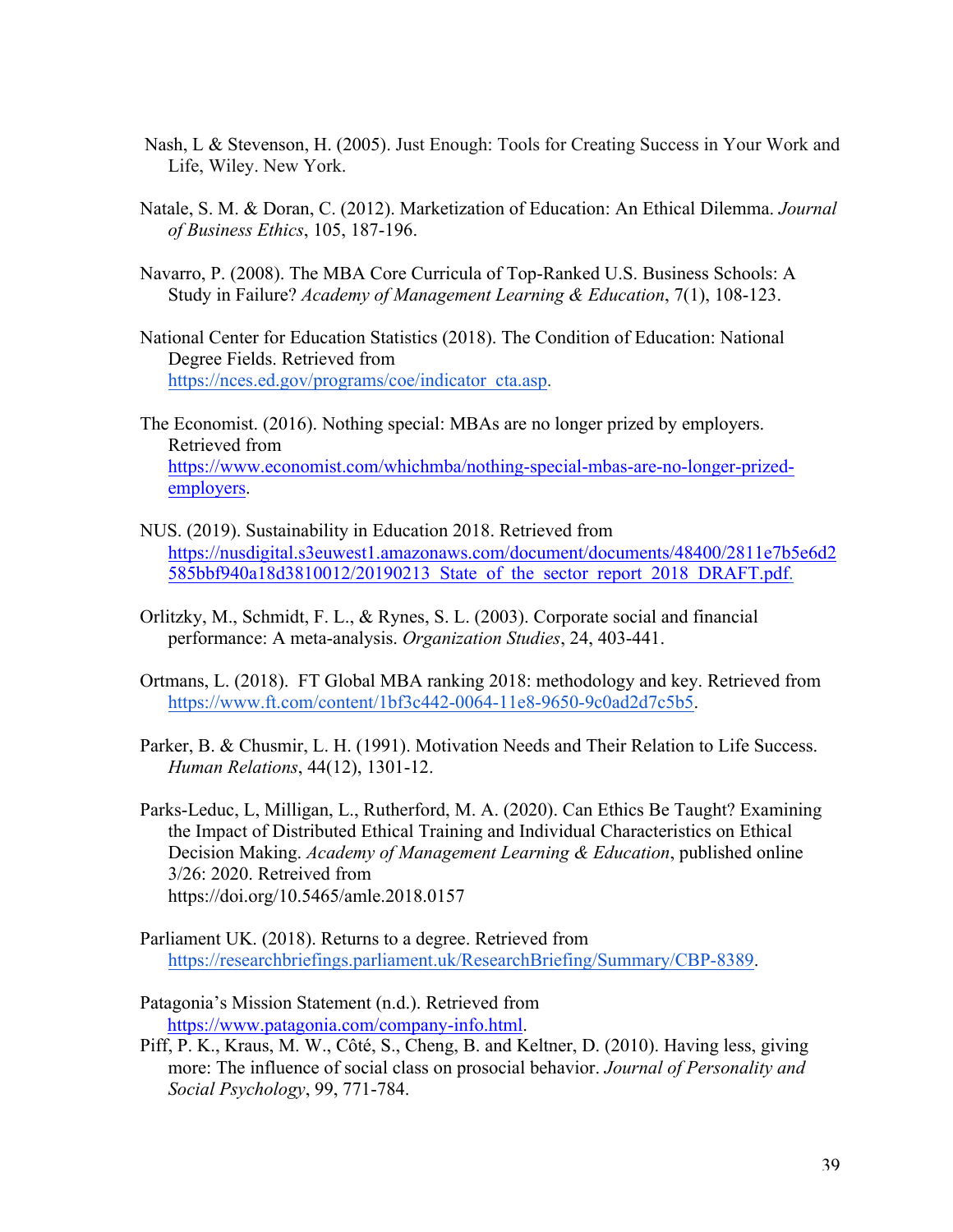Nash, L & Stevenson, H. (2005). Just Enough: Tools for Creating Success in Your Work and Life, Wiley. New York.

Natale, S. M. & Doran, C. (2012). Marketization of Education: An Ethical Dilemma. *Journal of Business Ethics*, 105, 187-196.

Navarro, P. (2008). The MBA Core Curricula of Top-Ranked U.S. Business Schools: A Study in Failure? *Academy of Management Learning & Education*, 7(1), 108-123.

National Center for Education Statistics (2018). The Condition of Education: National Degree Fields. Retrieved from https://nces.ed.gov/programs/coe/indicator_cta.asp.

The Economist. (2016). Nothing special: MBAs are no longer prized by employers. Retrieved from https://www.economist.com/whichmba/nothing-special-mbas-are-no-longer-prized-employers.

NUS. (2019). Sustainability in Education 2018. Retrieved from https://nusdigital.s3euwest1.amazonaws.com/document/documents/48400/2811e7b5e6d2585bbf940a18d3810012/20190213_State_of_the_sector_report_2018_DRAFT.pdf.

Orlitzky, M., Schmidt, F. L., & Rynes, S. L. (2003). Corporate social and financial performance: A meta-analysis. *Organization Studies*, 24, 403-441.

Ortmans, L. (2018). FT Global MBA ranking 2018: methodology and key. Retrieved from https://www.ft.com/content/1bf3c442-0064-11e8-9650-9c0ad2d7c5b5.

Parker, B. & Chusmir, L. H. (1991). Motivation Needs and Their Relation to Life Success. *Human Relations*, 44(12), 1301-12.

Parks-Leduc, L, Milligan, L., Rutherford, M. A. (2020). Can Ethics Be Taught? Examining the Impact of Distributed Ethical Training and Individual Characteristics on Ethical Decision Making. *Academy of Management Learning & Education*, published online 3/26: 2020. Retreived from https://doi.org/10.5465/amle.2018.0157

Parliament UK. (2018). Returns to a degree. Retrieved from https://researchbriefings.parliament.uk/ResearchBriefing/Summary/CBP-8389.

Patagonia's Mission Statement (n.d.). Retrieved from https://www.patagonia.com/company-info.html.

Piff, P. K., Kraus, M. W., Côté, S., Cheng, B. and Keltner, D. (2010). Having less, giving more: The influence of social class on prosocial behavior. *Journal of Personality and Social Psychology*, 99, 771-784.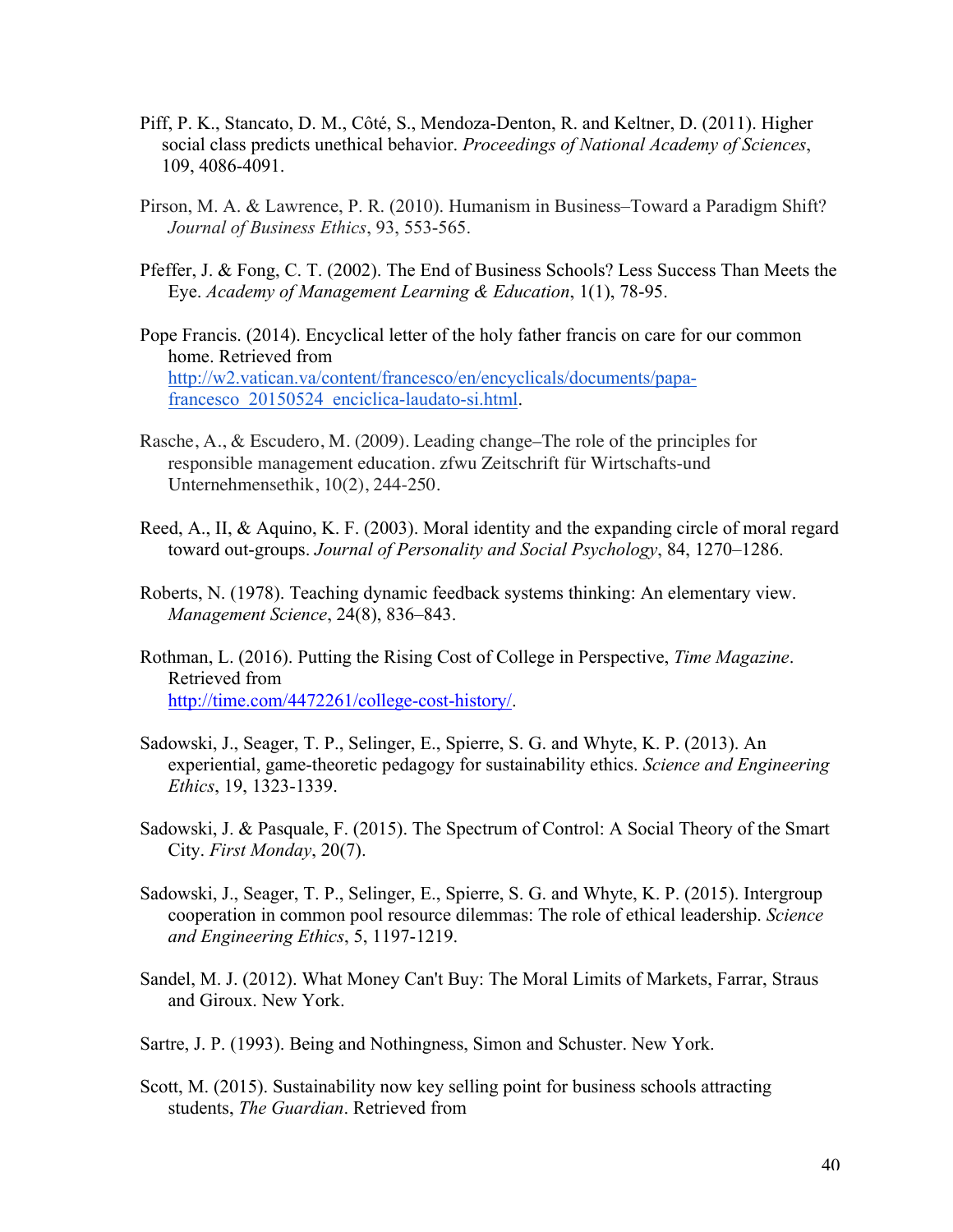Piff, P. K., Stancato, D. M., Côté, S., Mendoza-Denton, R. and Keltner, D. (2011). Higher social class predicts unethical behavior. *Proceedings of National Academy of Sciences*, 109, 4086-4091.

Pirson, M. A. & Lawrence, P. R. (2010). Humanism in Business–Toward a Paradigm Shift? *Journal of Business Ethics*, 93, 553-565.

Pfeffer, J. & Fong, C. T. (2002). The End of Business Schools? Less Success Than Meets the Eye. *Academy of Management Learning & Education*, 1(1), 78-95.

Pope Francis. (2014). Encyclical letter of the holy father francis on care for our common home. Retrieved from http://w2.vatican.va/content/francesco/en/encyclicals/documents/papa-francesco_20150524_enciclica-laudato-si.html.

Rasche, A., & Escudero, M. (2009). Leading change–The role of the principles for responsible management education. zfwu Zeitschrift für Wirtschafts-und Unternehmensethik, 10(2), 244-250.

Reed, A., II, & Aquino, K. F. (2003). Moral identity and the expanding circle of moral regard toward out-groups. *Journal of Personality and Social Psychology*, 84, 1270–1286.

Roberts, N. (1978). Teaching dynamic feedback systems thinking: An elementary view. *Management Science*, 24(8), 836–843.

Rothman, L. (2016). Putting the Rising Cost of College in Perspective, *Time Magazine*. Retrieved from http://time.com/4472261/college-cost-history/.

Sadowski, J., Seager, T. P., Selinger, E., Spierre, S. G. and Whyte, K. P. (2013). An experiential, game-theoretic pedagogy for sustainability ethics. *Science and Engineering Ethics*, 19, 1323-1339.

Sadowski, J. & Pasquale, F. (2015). The Spectrum of Control: A Social Theory of the Smart City. *First Monday*, 20(7).

Sadowski, J., Seager, T. P., Selinger, E., Spierre, S. G. and Whyte, K. P. (2015). Intergroup cooperation in common pool resource dilemmas: The role of ethical leadership. *Science and Engineering Ethics*, 5, 1197-1219.

Sandel, M. J. (2012). What Money Can't Buy: The Moral Limits of Markets, Farrar, Straus and Giroux. New York.

Sartre, J. P. (1993). Being and Nothingness, Simon and Schuster. New York.

Scott, M. (2015). Sustainability now key selling point for business schools attracting students, *The Guardian*. Retrieved from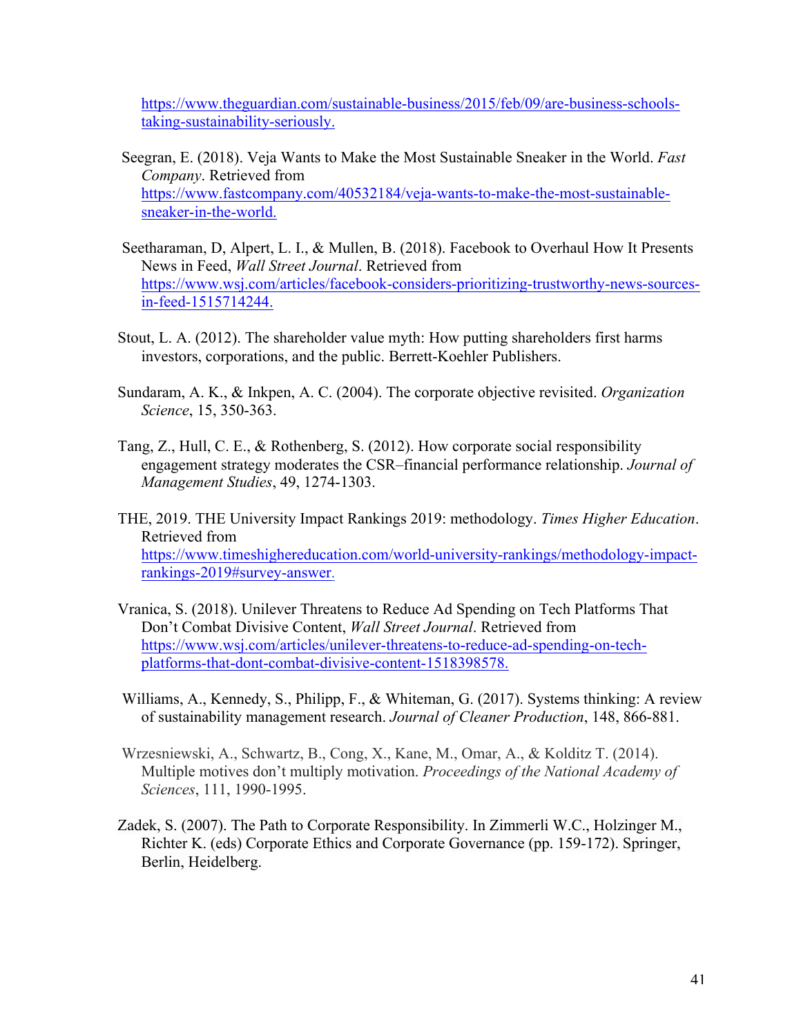https://www.theguardian.com/sustainable-business/2015/feb/09/are-business-schools-taking-sustainability-seriously.

Seegran, E. (2018). Veja Wants to Make the Most Sustainable Sneaker in the World. *Fast Company*. Retrieved from https://www.fastcompany.com/40532184/veja-wants-to-make-the-most-sustainable-sneaker-in-the-world.

Seetharaman, D, Alpert, L. I., & Mullen, B. (2018). Facebook to Overhaul How It Presents News in Feed, *Wall Street Journal*. Retrieved from https://www.wsj.com/articles/facebook-considers-prioritizing-trustworthy-news-sources-in-feed-1515714244.

Stout, L. A. (2012). The shareholder value myth: How putting shareholders first harms investors, corporations, and the public. Berrett-Koehler Publishers.

Sundaram, A. K., & Inkpen, A. C. (2004). The corporate objective revisited. *Organization Science*, 15, 350-363.

Tang, Z., Hull, C. E., & Rothenberg, S. (2012). How corporate social responsibility engagement strategy moderates the CSR–financial performance relationship. *Journal of Management Studies*, 49, 1274-1303.

THE, 2019. THE University Impact Rankings 2019: methodology. *Times Higher Education*. Retrieved from https://www.timeshighereducation.com/world-university-rankings/methodology-impact-rankings-2019#survey-answer.

Vranica, S. (2018). Unilever Threatens to Reduce Ad Spending on Tech Platforms That Don't Combat Divisive Content, *Wall Street Journal*. Retrieved from https://www.wsj.com/articles/unilever-threatens-to-reduce-ad-spending-on-tech-platforms-that-dont-combat-divisive-content-1518398578.

Williams, A., Kennedy, S., Philipp, F., & Whiteman, G. (2017). Systems thinking: A review of sustainability management research. *Journal of Cleaner Production*, 148, 866-881.

Wrzesniewski, A., Schwartz, B., Cong, X., Kane, M., Omar, A., & Kolditz T. (2014). Multiple motives don't multiply motivation. *Proceedings of the National Academy of Sciences*, 111, 1990-1995.

Zadek, S. (2007). The Path to Corporate Responsibility. In Zimmerli W.C., Holzinger M., Richter K. (eds) Corporate Ethics and Corporate Governance (pp. 159-172). Springer, Berlin, Heidelberg.